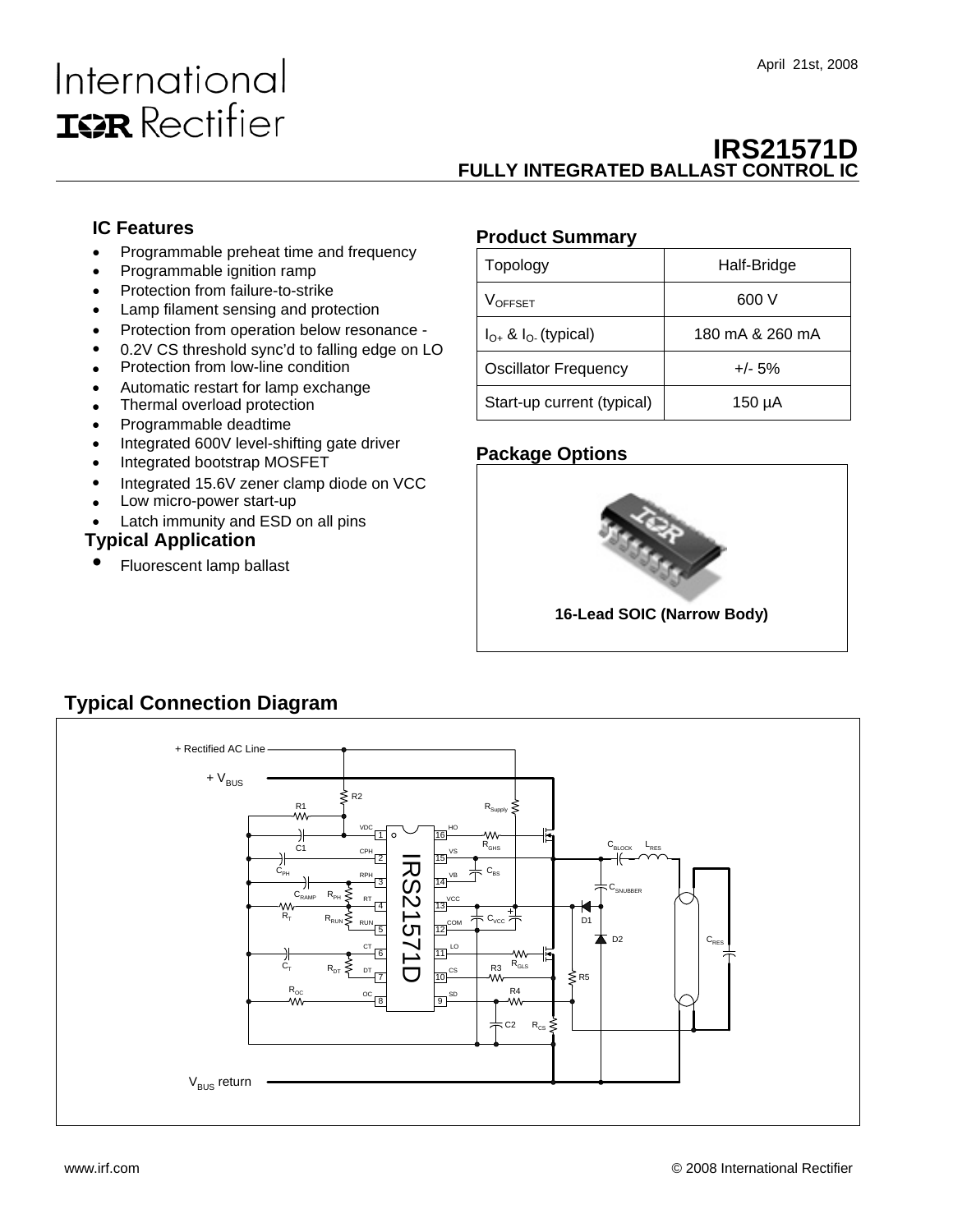International
IOR Rectifier

April 21st, 2008

# IRS21571D
## FULLY INTEGRATED BALLAST CONTROL IC

### IC Features

- Programmable preheat time and frequency
- Programmable ignition ramp
- Protection from failure-to-strike
- Lamp filament sensing and protection
- Protection from operation below resonance - 0.2V CS threshold sync'd to falling edge on LO
- Protection from low-line condition
- Automatic restart for lamp exchange
- Thermal overload protection
- Programmable deadtime
- Integrated 600V level-shifting gate driver
- Integrated bootstrap MOSFET
- Integrated 15.6V zener clamp diode on VCC
- Low micro-power start-up
- Latch immunity and ESD on all pins

### Typical Application

- Fluorescent lamp ballast

### Product Summary

| Topology | Half-Bridge |
|---|---|
| $V_{OFFSET}$ | 600 V |
| $I_{O+}$ & $I_{O-}$ (typical) | 180 mA & 260 mA |
| Oscillator Frequency | +/- 5% |
| Start-up current (typical) | 150 µA |

### Package Options

16-Lead SOIC (Narrow Body)

## Typical Connection Diagram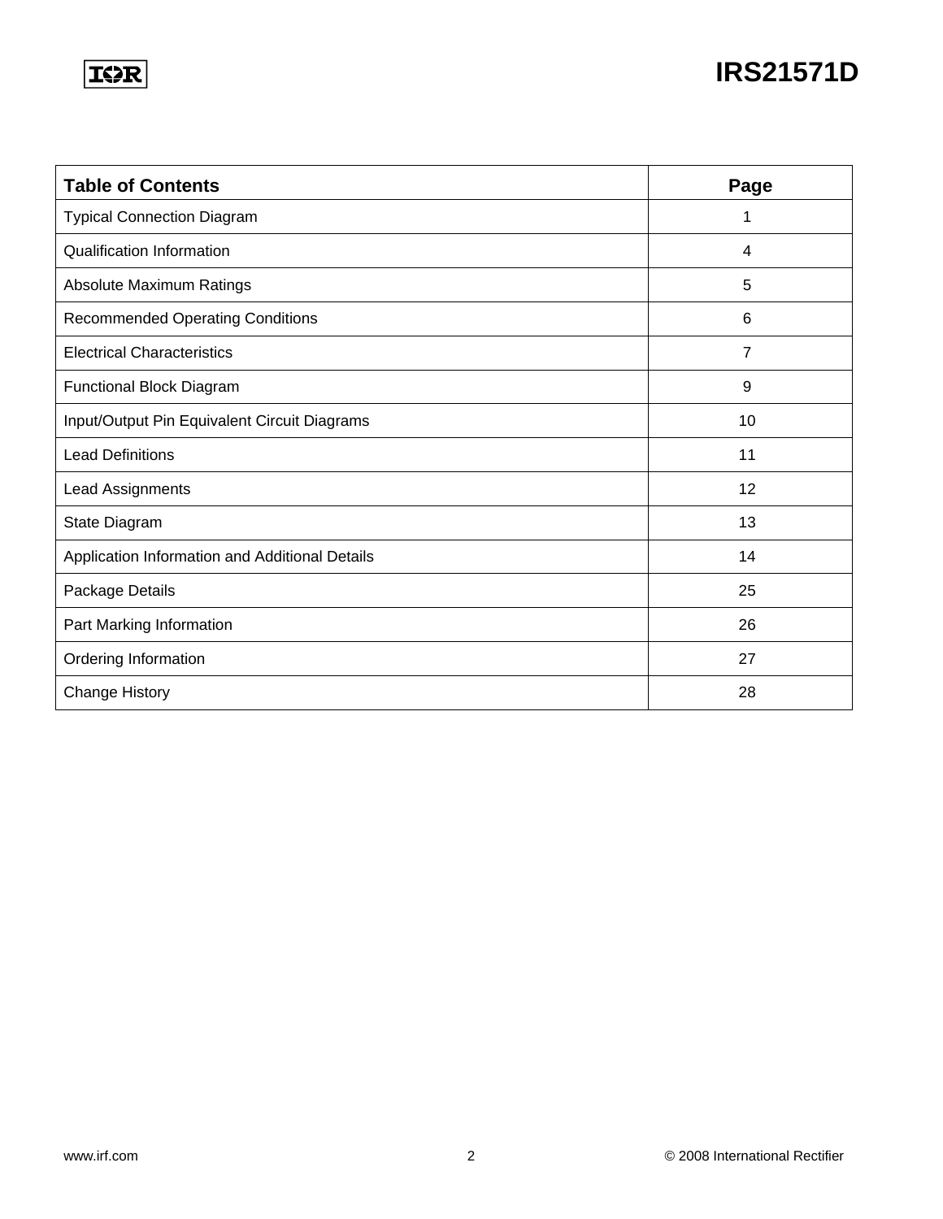| Table of Contents | Page |
|---|---|
| Typical Connection Diagram | 1 |
| Qualification Information | 4 |
| Absolute Maximum Ratings | 5 |
| Recommended Operating Conditions | 6 |
| Electrical Characteristics | 7 |
| Functional Block Diagram | 9 |
| Input/Output Pin Equivalent Circuit Diagrams | 10 |
| Lead Definitions | 11 |
| Lead Assignments | 12 |
| State Diagram | 13 |
| Application Information and Additional Details | 14 |
| Package Details | 25 |
| Part Marking Information | 26 |
| Ordering Information | 27 |
| Change History | 28 |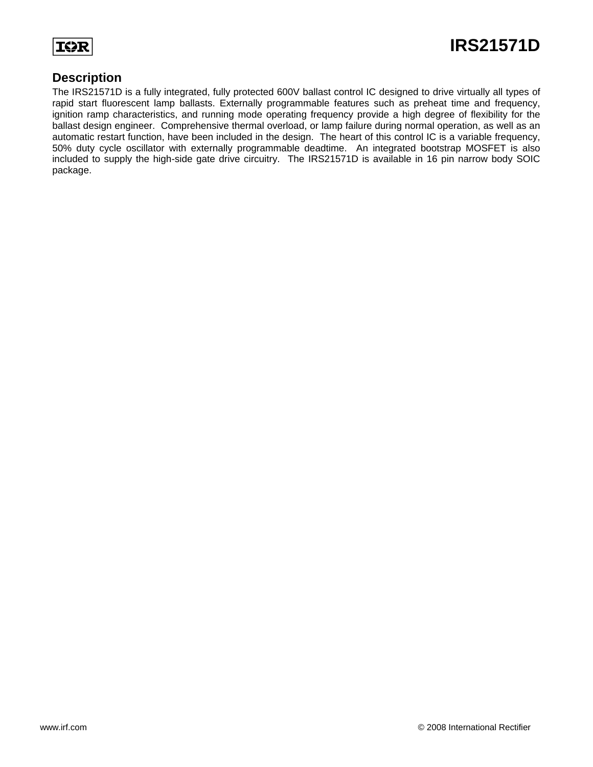## Description

The IRS21571D is a fully integrated, fully protected 600V ballast control IC designed to drive virtually all types of rapid start fluorescent lamp ballasts. Externally programmable features such as preheat time and frequency, ignition ramp characteristics, and running mode operating frequency provide a high degree of flexibility for the ballast design engineer. Comprehensive thermal overload, or lamp failure during normal operation, as well as an automatic restart function, have been included in the design. The heart of this control IC is a variable frequency, 50% duty cycle oscillator with externally programmable deadtime. An integrated bootstrap MOSFET is also included to supply the high-side gate drive circuitry. The IRS21571D is available in 16 pin narrow body SOIC package.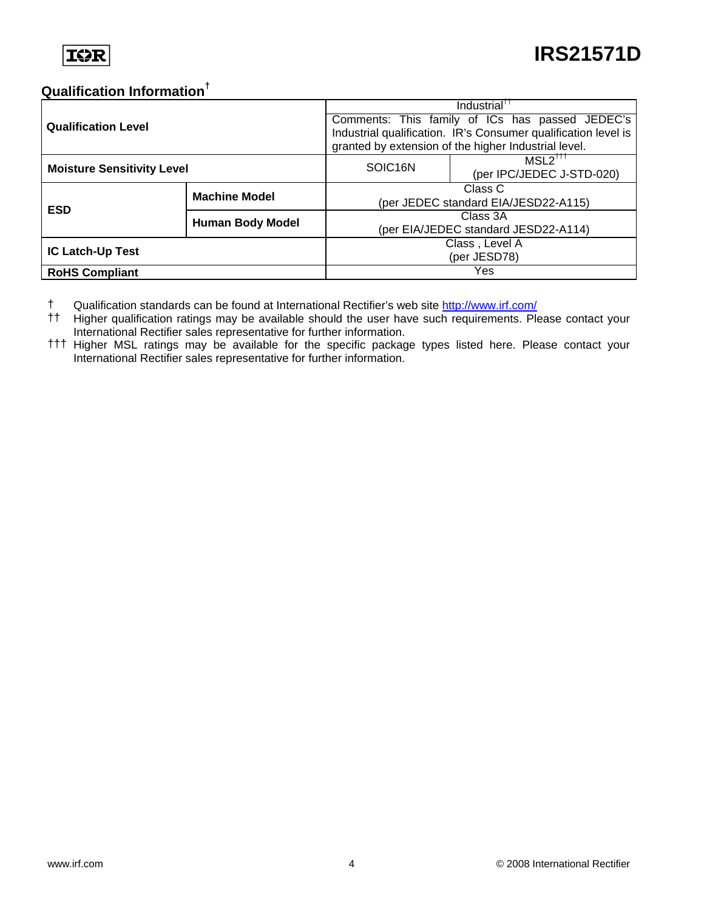## Qualification Information†

| | | | |
|---|---|---|---|
| **Qualification Level** | | Industrial†† | |
| | | Comments: This family of ICs has passed JEDEC's Industrial qualification. IR's Consumer qualification level is granted by extension of the higher Industrial level. | |
| **Moisture Sensitivity Level** | | SOIC16N | MSL2††† (per IPC/JEDEC J-STD-020) |
| **ESD** | **Machine Model** | Class C (per JEDEC standard EIA/JESD22-A115) | |
| | **Human Body Model** | Class 3A (per EIA/JEDEC standard JESD22-A114) | |
| **IC Latch-Up Test** | | Class , Level A (per JESD78) | |
| **RoHS Compliant** | | Yes | |

† Qualification standards can be found at International Rectifier's web site http://www.irf.com/

†† Higher qualification ratings may be available should the user have such requirements. Please contact your International Rectifier sales representative for further information.

††† Higher MSL ratings may be available for the specific package types listed here. Please contact your International Rectifier sales representative for further information.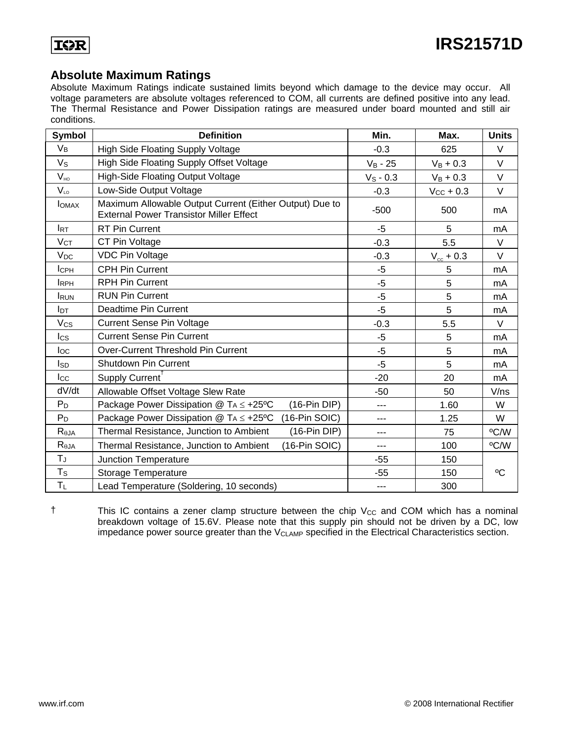## Absolute Maximum Ratings

Absolute Maximum Ratings indicate sustained limits beyond which damage to the device may occur. All voltage parameters are absolute voltages referenced to COM, all currents are defined positive into any lead. The Thermal Resistance and Power Dissipation ratings are measured under board mounted and still air conditions.

| Symbol | Definition | Min. | Max. | Units |
|---|---|---|---|---|
| $V_B$ | High Side Floating Supply Voltage | -0.3 | 625 | V |
| $V_S$ | High Side Floating Supply Offset Voltage | $V_B$ - 25 | $V_B$ + 0.3 | V |
| $V_{HO}$ | High-Side Floating Output Voltage | $V_S$ - 0.3 | $V_B$ + 0.3 | V |
| $V_{LO}$ | Low-Side Output Voltage | -0.3 | $V_{CC}$ + 0.3 | V |
| $I_{OMAX}$ | Maximum Allowable Output Current (Either Output) Due to External Power Transistor Miller Effect | -500 | 500 | mA |
| $I_{RT}$ | RT Pin Current | -5 | 5 | mA |
| $V_{CT}$ | CT Pin Voltage | -0.3 | 5.5 | V |
| $V_{DC}$ | VDC Pin Voltage | -0.3 | $V_{cc}$ + 0.3 | V |
| $I_{CPH}$ | CPH Pin Current | -5 | 5 | mA |
| $I_{RPH}$ | RPH Pin Current | -5 | 5 | mA |
| $I_{RUN}$ | RUN Pin Current | -5 | 5 | mA |
| $I_{DT}$ | Deadtime Pin Current | -5 | 5 | mA |
| $V_{CS}$ | Current Sense Pin Voltage | -0.3 | 5.5 | V |
| $I_{CS}$ | Current Sense Pin Current | -5 | 5 | mA |
| $I_{OC}$ | Over-Current Threshold Pin Current | -5 | 5 | mA |
| $I_{SD}$ | Shutdown Pin Current | -5 | 5 | mA |
| $I_{CC}$ | Supply Current† | -20 | 20 | mA |
| dV/dt | Allowable Offset Voltage Slew Rate | -50 | 50 | V/ns |
| $P_D$ | Package Power Dissipation @ $T_A \leq$ +25ºC (16-Pin DIP) | --- | 1.60 | W |
| $P_D$ | Package Power Dissipation @ $T_A \leq$ +25ºC (16-Pin SOIC) | --- | 1.25 | W |
| $R_{\theta JA}$ | Thermal Resistance, Junction to Ambient (16-Pin DIP) | --- | 75 | ºC/W |
| $R_{\theta JA}$ | Thermal Resistance, Junction to Ambient (16-Pin SOIC) | --- | 100 | ºC/W |
| $T_J$ | Junction Temperature | -55 | 150 | ºC |
| $T_S$ | Storage Temperature | -55 | 150 | ºC |
| $T_L$ | Lead Temperature (Soldering, 10 seconds) | --- | 300 | ºC |

† This IC contains a zener clamp structure between the chip $V_{CC}$ and COM which has a nominal breakdown voltage of 15.6V. Please note that this supply pin should not be driven by a DC, low impedance power source greater than the $V_{CLAMP}$ specified in the Electrical Characteristics section.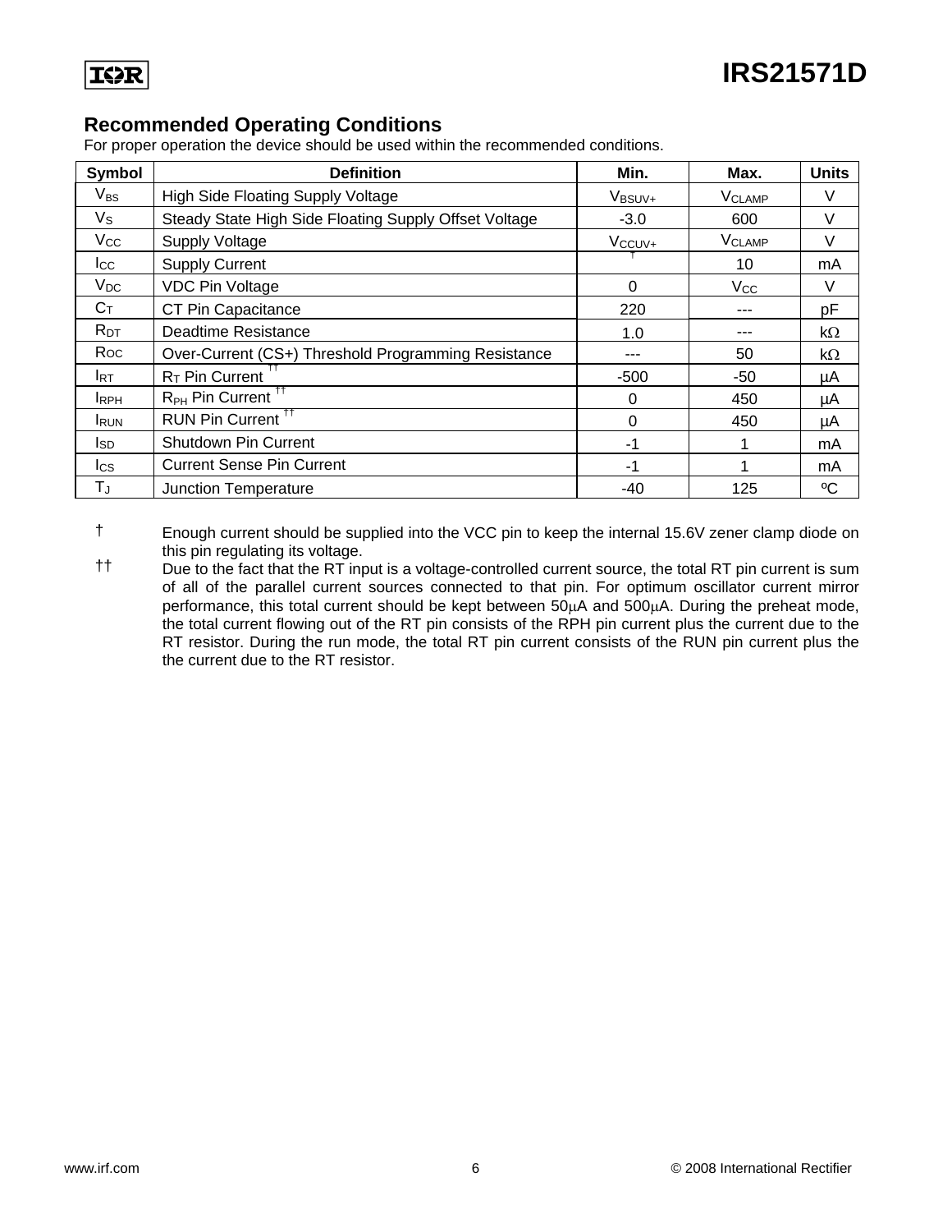## Recommended Operating Conditions

For proper operation the device should be used within the recommended conditions.

| Symbol | Definition | Min. | Max. | Units |
|---|---|---|---|---|
| $V_{BS}$ | High Side Floating Supply Voltage | $V_{BSUV+}$ | $V_{CLAMP}$ | V |
| $V_S$ | Steady State High Side Floating Supply Offset Voltage | -3.0 | 600 | V |
| $V_{CC}$ | Supply Voltage | $V_{CCUV+}$ | $V_{CLAMP}$ | V |
| $I_{CC}$ | Supply Current | † | 10 | mA |
| $V_{DC}$ | VDC Pin Voltage | 0 | $V_{CC}$ | V |
| $C_T$ | CT Pin Capacitance | 220 | --- | pF |
| $R_{DT}$ | Deadtime Resistance | 1.0 | --- | kΩ |
| $R_{OC}$ | Over-Current (CS+) Threshold Programming Resistance | --- | 50 | kΩ |
| $I_{RT}$ | $R_T$ Pin Current †† | -500 | -50 | µA |
| $I_{RPH}$ | $R_{PH}$ Pin Current †† | 0 | 450 | µA |
| $I_{RUN}$ | RUN Pin Current †† | 0 | 450 | µA |
| $I_{SD}$ | Shutdown Pin Current | -1 | 1 | mA |
| $I_{CS}$ | Current Sense Pin Current | -1 | 1 | mA |
| $T_J$ | Junction Temperature | -40 | 125 | ºC |

† Enough current should be supplied into the VCC pin to keep the internal 15.6V zener clamp diode on this pin regulating its voltage.

†† Due to the fact that the RT input is a voltage-controlled current source, the total RT pin current is sum of all of the parallel current sources connected to that pin. For optimum oscillator current mirror performance, this total current should be kept between 50µA and 500µA. During the preheat mode, the total current flowing out of the RT pin consists of the RPH pin current plus the current due to the RT resistor. During the run mode, the total RT pin current consists of the RUN pin current plus the the current due to the RT resistor.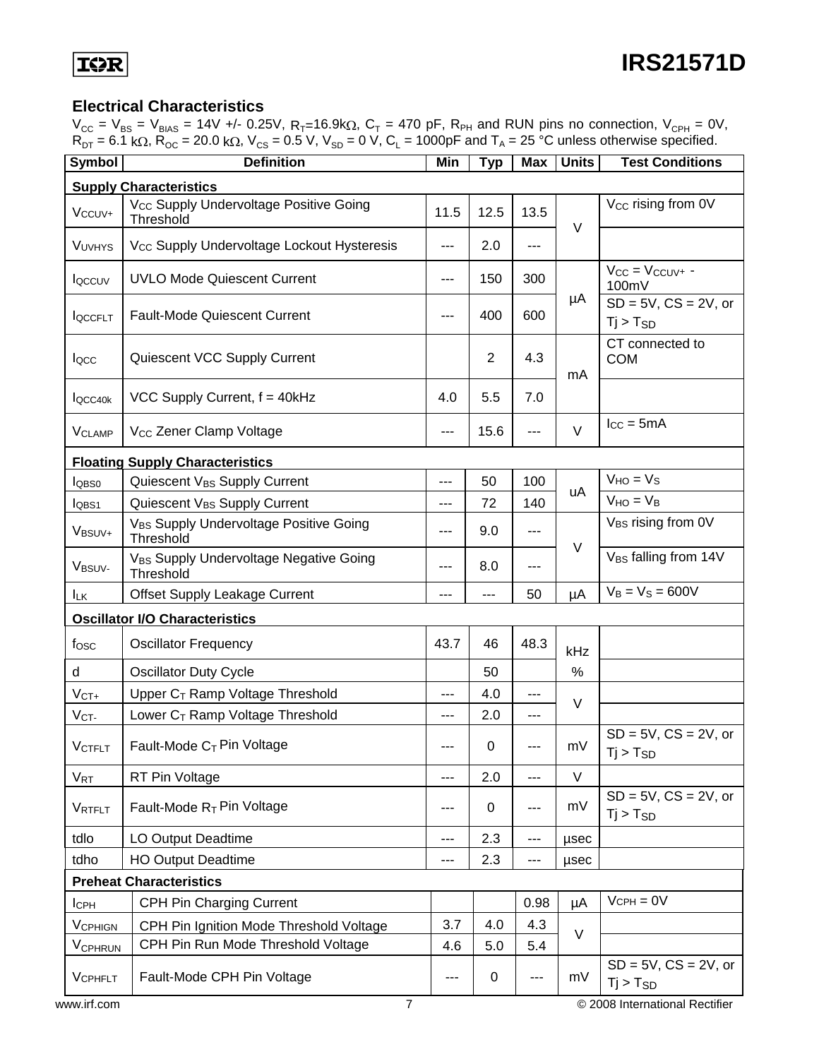## Electrical Characteristics

$V_{CC} = V_{BS} = V_{BIAS}$ = 14V +/- 0.25V, $R_T$=16.9kΩ, $C_T$ = 470 pF, $R_{PH}$ and RUN pins no connection, $V_{CPH}$ = 0V, $R_{DT}$ = 6.1 kΩ, $R_{OC}$ = 20.0 kΩ, $V_{CS}$ = 0.5 V, $V_{SD}$ = 0 V, $C_L$ = 1000pF and $T_A$ = 25 °C unless otherwise specified.

| Symbol | Definition | Min | Typ | Max | Units | Test Conditions |
|---|---|---|---|---|---|---|
| **Supply Characteristics** | | | | | | |
| $V_{CCUV+}$ | $V_{CC}$ Supply Undervoltage Positive Going Threshold | 11.5 | 12.5 | 13.5 | V | $V_{CC}$ rising from 0V |
| $V_{UVHYS}$ | $V_{CC}$ Supply Undervoltage Lockout Hysteresis | --- | 2.0 | --- | V | |
| $I_{QCCUV}$ | UVLO Mode Quiescent Current | --- | 150 | 300 | µA | $V_{CC} = V_{CCUV+}$ - 100mV |
| $I_{QCCFLT}$ | Fault-Mode Quiescent Current | --- | 400 | 600 | µA | SD = 5V, CS = 2V, or Tj > $T_{SD}$ |
| $I_{QCC}$ | Quiescent VCC Supply Current | | 2 | 4.3 | mA | CT connected to COM |
| $I_{QCC40k}$ | VCC Supply Current, f = 40kHz | 4.0 | 5.5 | 7.0 | mA | |
| $V_{CLAMP}$ | $V_{CC}$ Zener Clamp Voltage | --- | 15.6 | --- | V | $I_{CC}$ = 5mA |
| **Floating Supply Characteristics** | | | | | | |
| $I_{QBS0}$ | Quiescent $V_{BS}$ Supply Current | --- | 50 | 100 | uA | $V_{HO} = V_S$ |
| $I_{QBS1}$ | Quiescent $V_{BS}$ Supply Current | --- | 72 | 140 | uA | $V_{HO} = V_B$ |
| $V_{BSUV+}$ | $V_{BS}$ Supply Undervoltage Positive Going Threshold | --- | 9.0 | --- | V | $V_{BS}$ rising from 0V |
| $V_{BSUV-}$ | $V_{BS}$ Supply Undervoltage Negative Going Threshold | --- | 8.0 | --- | V | $V_{BS}$ falling from 14V |
| $I_{LK}$ | Offset Supply Leakage Current | --- | --- | 50 | µA | $V_B = V_S$ = 600V |
| **Oscillator I/O Characteristics** | | | | | | |
| $f_{OSC}$ | Oscillator Frequency | 43.7 | 46 | 48.3 | kHz | |
| d | Oscillator Duty Cycle | | 50 | | % | |
| $V_{CT+}$ | Upper $C_T$ Ramp Voltage Threshold | --- | 4.0 | --- | V | |
| $V_{CT-}$ | Lower $C_T$ Ramp Voltage Threshold | --- | 2.0 | --- | V | |
| $V_{CTFLT}$ | Fault-Mode $C_T$ Pin Voltage | --- | 0 | --- | mV | SD = 5V, CS = 2V, or Tj > $T_{SD}$ |
| $V_{RT}$ | RT Pin Voltage | --- | 2.0 | --- | V | |
| $V_{RTFLT}$ | Fault-Mode $R_T$ Pin Voltage | --- | 0 | --- | mV | SD = 5V, CS = 2V, or Tj > $T_{SD}$ |
| tdlo | LO Output Deadtime | --- | 2.3 | --- | µsec | |
| tdho | HO Output Deadtime | --- | 2.3 | --- | µsec | |
| **Preheat Characteristics** | | | | | | |
| $I_{CPH}$ | CPH Pin Charging Current | | | 0.98 | µA | $V_{CPH}$ = 0V |
| $V_{CPHIGN}$ | CPH Pin Ignition Mode Threshold Voltage | 3.7 | 4.0 | 4.3 | V | |
| $V_{CPHRUN}$ | CPH Pin Run Mode Threshold Voltage | 4.6 | 5.0 | 5.4 | V | |
| $V_{CPHFLT}$ | Fault-Mode CPH Pin Voltage | --- | 0 | --- | mV | SD = 5V, CS = 2V, or Tj > $T_{SD}$ |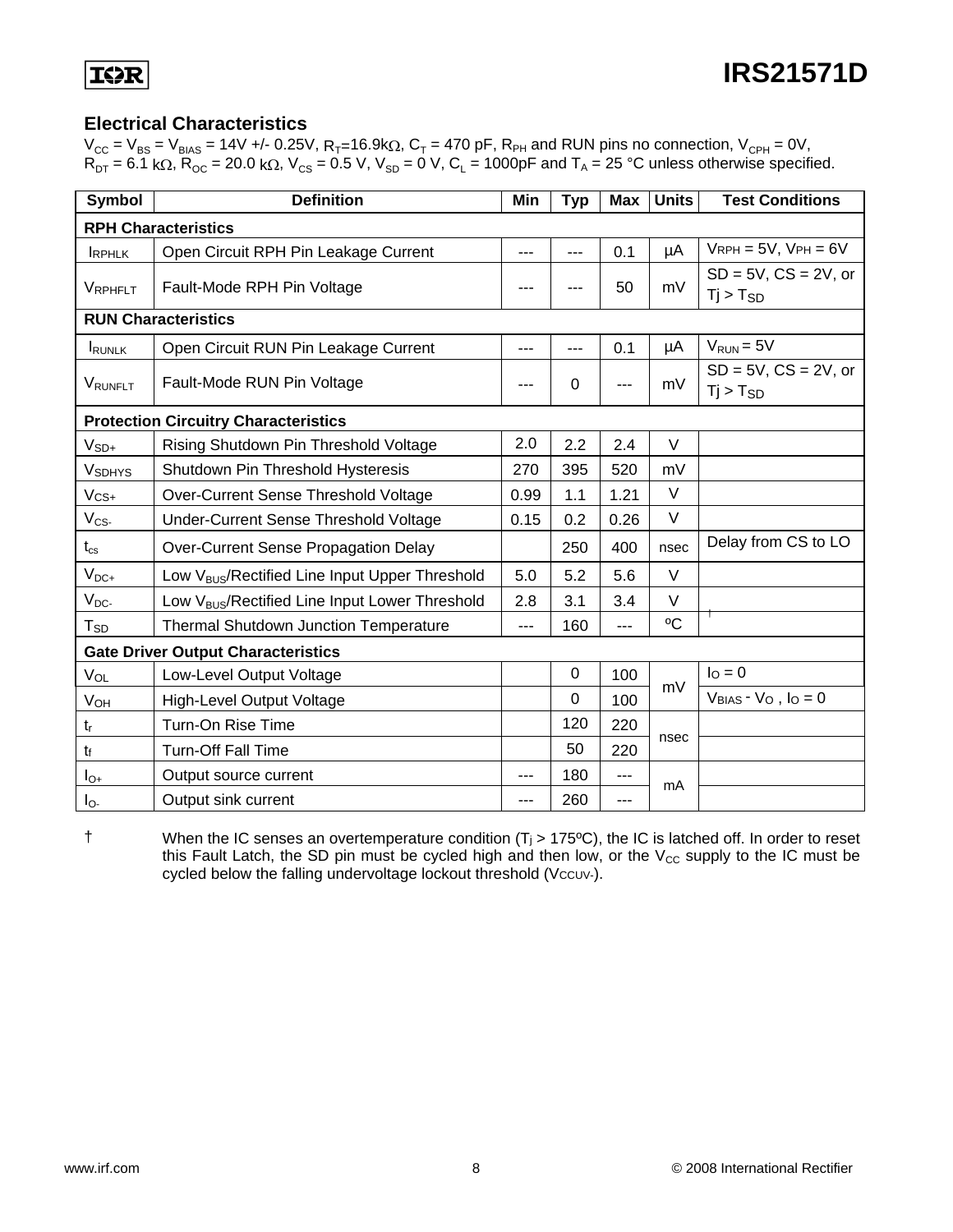## Electrical Characteristics

$V_{CC}$ = $V_{BS}$ = $V_{BIAS}$ = 14V +/- 0.25V, $R_T$=16.9kΩ, $C_T$ = 470 pF, $R_{PH}$ and RUN pins no connection, $V_{CPH}$ = 0V, $R_{DT}$ = 6.1 kΩ, $R_{OC}$ = 20.0 kΩ, $V_{CS}$ = 0.5 V, $V_{SD}$ = 0 V, $C_L$ = 1000pF and $T_A$ = 25 °C unless otherwise specified.

| Symbol | Definition | Min | Typ | Max | Units | Test Conditions |
|---|---|---|---|---|---|---|
| **RPH Characteristics** | | | | | | |
| $I_{RPHLK}$ | Open Circuit RPH Pin Leakage Current | --- | --- | 0.1 | µA | $V_{RPH}$ = 5V, $V_{PH}$ = 6V |
| $V_{RPHFLT}$ | Fault-Mode RPH Pin Voltage | --- | --- | 50 | mV | SD = 5V, CS = 2V, or Tj > $T_{SD}$ |
| **RUN Characteristics** | | | | | | |
| $I_{RUNLK}$ | Open Circuit RUN Pin Leakage Current | --- | --- | 0.1 | µA | $V_{RUN}$ = 5V |
| $V_{RUNFLT}$ | Fault-Mode RUN Pin Voltage | --- | 0 | --- | mV | SD = 5V, CS = 2V, or Tj > $T_{SD}$ |
| **Protection Circuitry Characteristics** | | | | | | |
| $V_{SD+}$ | Rising Shutdown Pin Threshold Voltage | 2.0 | 2.2 | 2.4 | V | |
| $V_{SDHYS}$ | Shutdown Pin Threshold Hysteresis | 270 | 395 | 520 | mV | |
| $V_{CS+}$ | Over-Current Sense Threshold Voltage | 0.99 | 1.1 | 1.21 | V | |
| $V_{CS-}$ | Under-Current Sense Threshold Voltage | 0.15 | 0.2 | 0.26 | V | |
| $t_{cs}$ | Over-Current Sense Propagation Delay | | 250 | 400 | nsec | Delay from CS to LO |
| $V_{DC+}$ | Low $V_{BUS}$/Rectified Line Input Upper Threshold | 5.0 | 5.2 | 5.6 | V | |
| $V_{DC-}$ | Low $V_{BUS}$/Rectified Line Input Lower Threshold | 2.8 | 3.1 | 3.4 | V | |
| $T_{SD}$ | Thermal Shutdown Junction Temperature | --- | 160 | --- | ºC | † |
| **Gate Driver Output Characteristics** | | | | | | |
| $V_{OL}$ | Low-Level Output Voltage | | 0 | 100 | mV | $I_O$ = 0 |
| $V_{OH}$ | High-Level Output Voltage | | 0 | 100 | mV | $V_{BIAS}$ - $V_O$ , $I_O$ = 0 |
| $t_r$ | Turn-On Rise Time | | 120 | 220 | nsec | |
| $t_f$ | Turn-Off Fall Time | | 50 | 220 | nsec | |
| $I_{O+}$ | Output source current | --- | 180 | --- | mA | |
| $I_{O-}$ | Output sink current | --- | 260 | --- | mA | |

† When the IC senses an overtemperature condition ($T_j$ > 175ºC), the IC is latched off. In order to reset this Fault Latch, the SD pin must be cycled high and then low, or the $V_{CC}$ supply to the IC must be cycled below the falling undervoltage lockout threshold ($V_{CCUV-}$).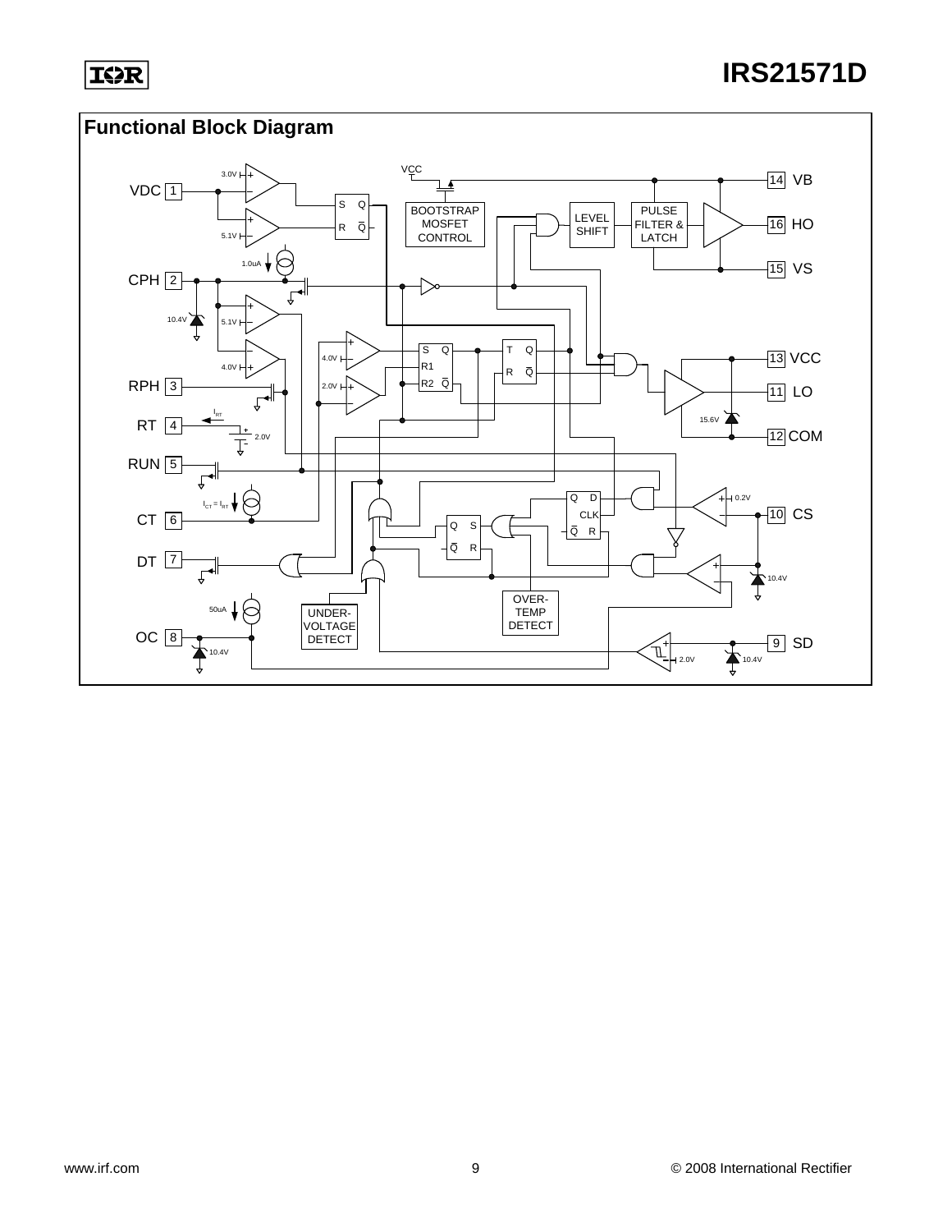## Functional Block Diagram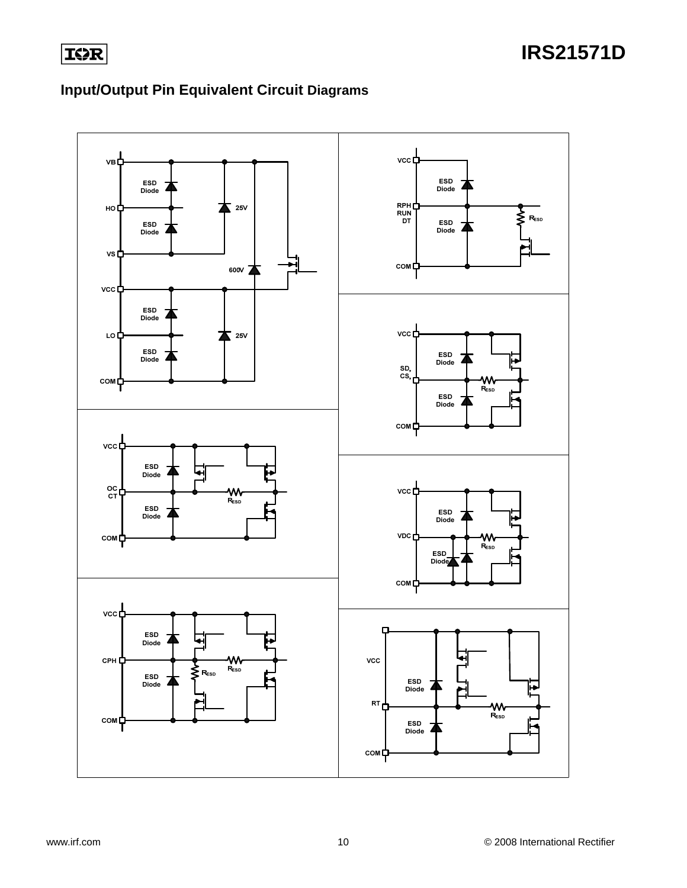## Input/Output Pin Equivalent Circuit Diagrams

VB, HO, VS, VCC, LO, COM — ESD Diode, 25V, 600V

VCC, RPH RUN DT, COM — ESD Diode, $R_{ESD}$

VCC, SD, CS, COM — ESD Diode, $R_{ESD}$

VCC, OC CT, COM — ESD Diode, $R_{ESD}$

VCC, VDC, COM — ESD Diode, $R_{ESD}$

VCC, CPH, COM — ESD Diode, $R_{ESD}$

VCC, RT, COM — ESD Diode, $R_{ESD}$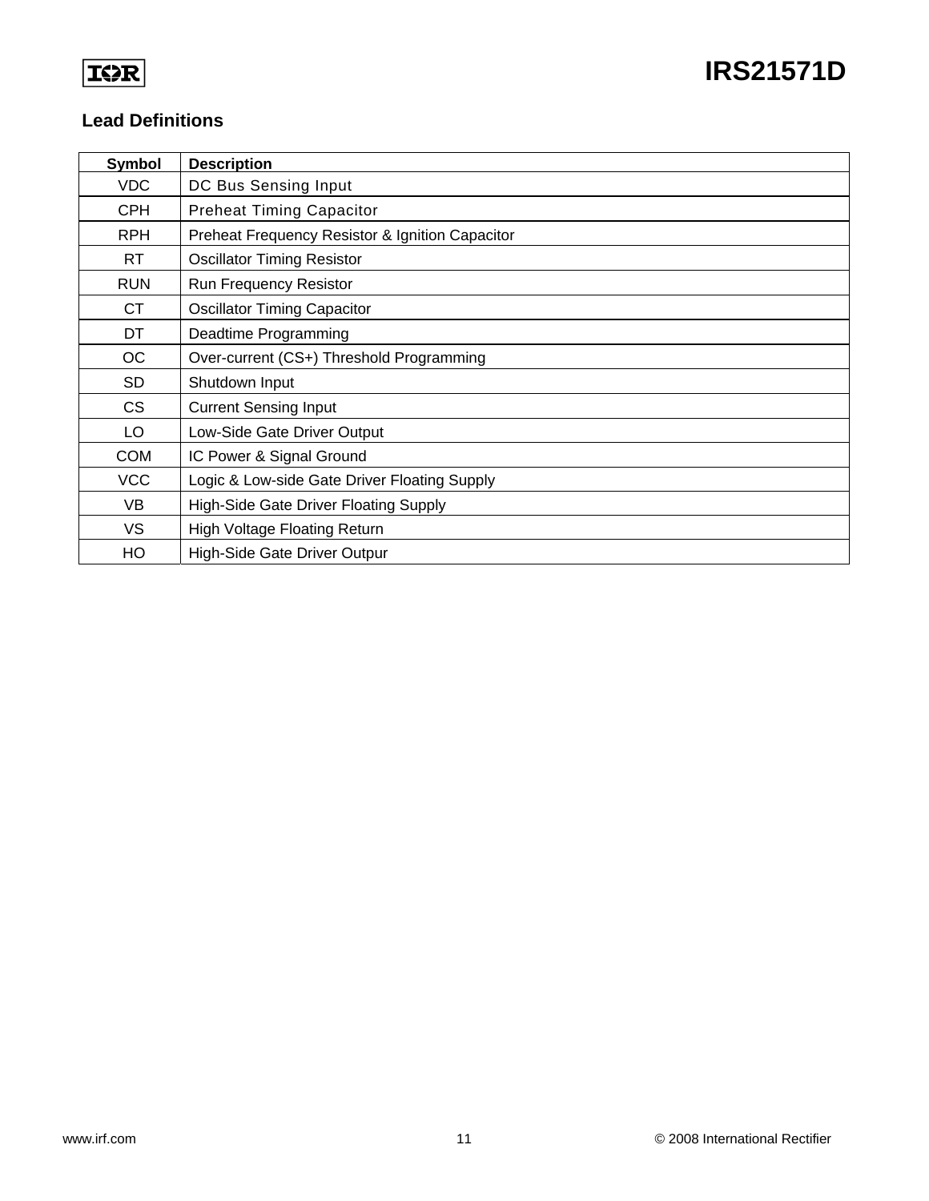## Lead Definitions

| Symbol | Description |
|---|---|
| VDC | DC Bus Sensing Input |
| CPH | Preheat Timing Capacitor |
| RPH | Preheat Frequency Resistor & Ignition Capacitor |
| RT | Oscillator Timing Resistor |
| RUN | Run Frequency Resistor |
| CT | Oscillator Timing Capacitor |
| DT | Deadtime Programming |
| OC | Over-current (CS+) Threshold Programming |
| SD | Shutdown Input |
| CS | Current Sensing Input |
| LO | Low-Side Gate Driver Output |
| COM | IC Power & Signal Ground |
| VCC | Logic & Low-side Gate Driver Floating Supply |
| VB | High-Side Gate Driver Floating Supply |
| VS | High Voltage Floating Return |
| HO | High-Side Gate Driver Outpur |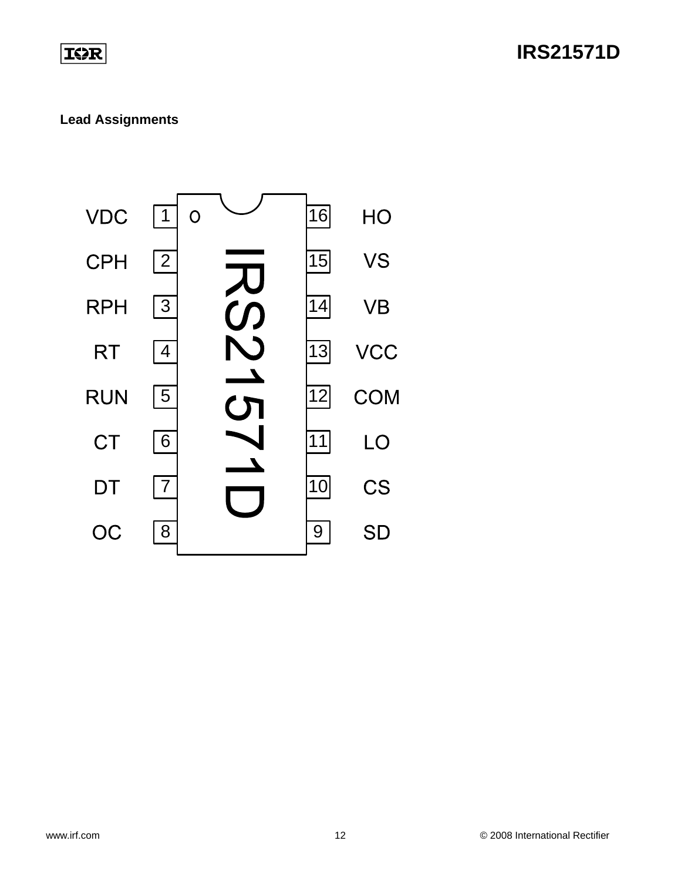## Lead Assignments

| Pin | Name | Pin | Name |
|---|---|---|---|
| 1 | VDC | 16 | HO |
| 2 | CPH | 15 | VS |
| 3 | RPH | 14 | VB |
| 4 | RT | 13 | VCC |
| 5 | RUN | 12 | COM |
| 6 | CT | 11 | LO |
| 7 | DT | 10 | CS |
| 8 | OC | 9 | SD |

IRS21571D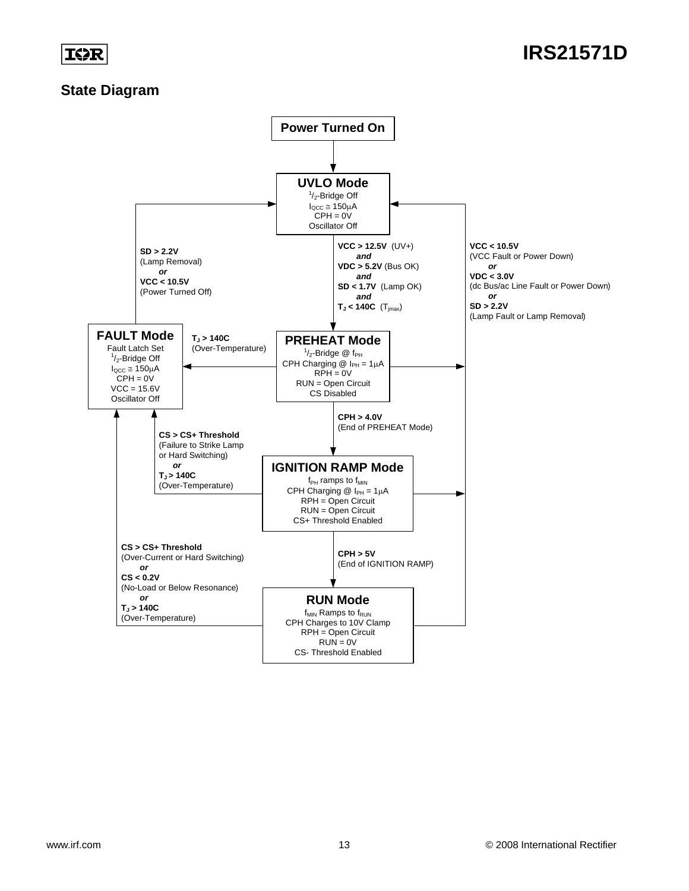## State Diagram

**Power Turned On**

**UVLO Mode**
$^{1}/_{2}$-Bridge Off
$I_{QCC} \cong 150\mu A$
CPH = 0V
Oscillator Off

**VCC > 12.5V** (UV+)
***and***
**VDC > 5.2V** (Bus OK)
***and***
**SD < 1.7V** (Lamp OK)
***and***
**$T_J$ < 140C** ($T_{jmax}$)

**SD > 2.2V**
(Lamp Removal)
***or***
**VCC < 10.5V**
(Power Turned Off)

**VCC < 10.5V**
(VCC Fault or Power Down)
***or***
**VDC < 3.0V**
(dc Bus/ac Line Fault or Power Down)
***or***
**SD > 2.2V**
(Lamp Fault or Lamp Removal)

**FAULT Mode**
Fault Latch Set
$^{1}/_{2}$-Bridge Off
$I_{QCC} \cong 150\mu A$
CPH = 0V
VCC = 15.6V
Oscillator Off

**$T_J$ > 140C**
(Over-Temperature)

**PREHEAT Mode**
$^{1}/_{2}$-Bridge @ $f_{PH}$
CPH Charging @ $I_{PH} = 1\mu A$
RPH = 0V
RUN = Open Circuit
CS Disabled

**CPH > 4.0V**
(End of PREHEAT Mode)

**CS > CS+ Threshold**
(Failure to Strike Lamp or Hard Switching)
***or***
**$T_J$ > 140C**
(Over-Temperature)

**IGNITION RAMP Mode**
$f_{PH}$ ramps to $f_{MIN}$
CPH Charging @ $I_{PH} = 1\mu A$
RPH = Open Circuit
RUN = Open Circuit
CS+ Threshold Enabled

**CS > CS+ Threshold**
(Over-Current or Hard Switching)
***or***
**CS < 0.2V**
(No-Load or Below Resonance)
***or***
**$T_J$ > 140C**
(Over-Temperature)

**CPH > 5V**
(End of IGNITION RAMP)

**RUN Mode**
$f_{MIN}$ Ramps to $f_{RUN}$
CPH Charges to 10V Clamp
RPH = Open Circuit
RUN = 0V
CS- Threshold Enabled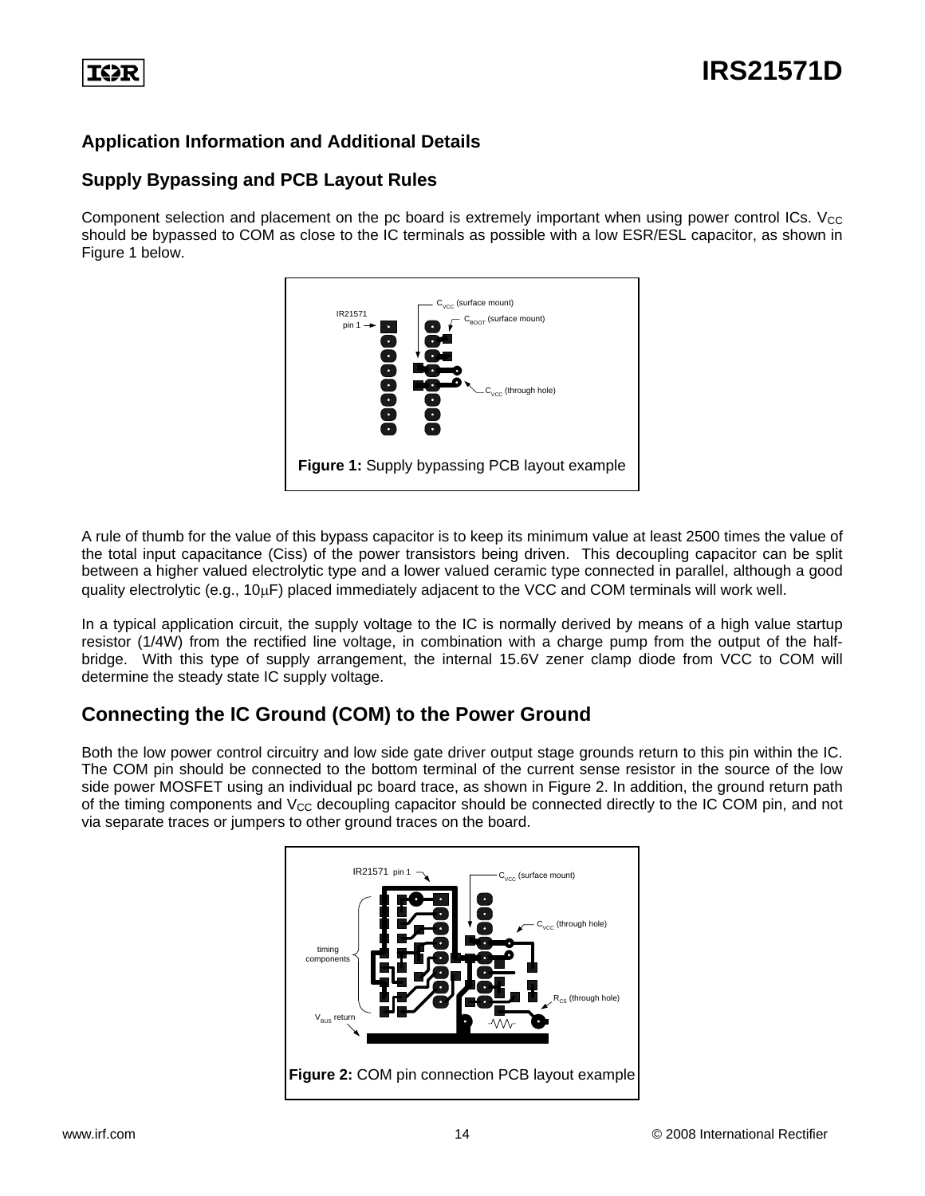## Application Information and Additional Details

### Supply Bypassing and PCB Layout Rules

Component selection and placement on the pc board is extremely important when using power control ICs. $V_{CC}$ should be bypassed to COM as close to the IC terminals as possible with a low ESR/ESL capacitor, as shown in Figure 1 below.

**Figure 1:** Supply bypassing PCB layout example

A rule of thumb for the value of this bypass capacitor is to keep its minimum value at least 2500 times the value of the total input capacitance (Ciss) of the power transistors being driven. This decoupling capacitor can be split between a higher valued electrolytic type and a lower valued ceramic type connected in parallel, although a good quality electrolytic (e.g., 10μF) placed immediately adjacent to the VCC and COM terminals will work well.

In a typical application circuit, the supply voltage to the IC is normally derived by means of a high value startup resistor (1/4W) from the rectified line voltage, in combination with a charge pump from the output of the half-bridge. With this type of supply arrangement, the internal 15.6V zener clamp diode from VCC to COM will determine the steady state IC supply voltage.

## Connecting the IC Ground (COM) to the Power Ground

Both the low power control circuitry and low side gate driver output stage grounds return to this pin within the IC. The COM pin should be connected to the bottom terminal of the current sense resistor in the source of the low side power MOSFET using an individual pc board trace, as shown in Figure 2. In addition, the ground return path of the timing components and $V_{CC}$ decoupling capacitor should be connected directly to the IC COM pin, and not via separate traces or jumpers to other ground traces on the board.

**Figure 2:** COM pin connection PCB layout example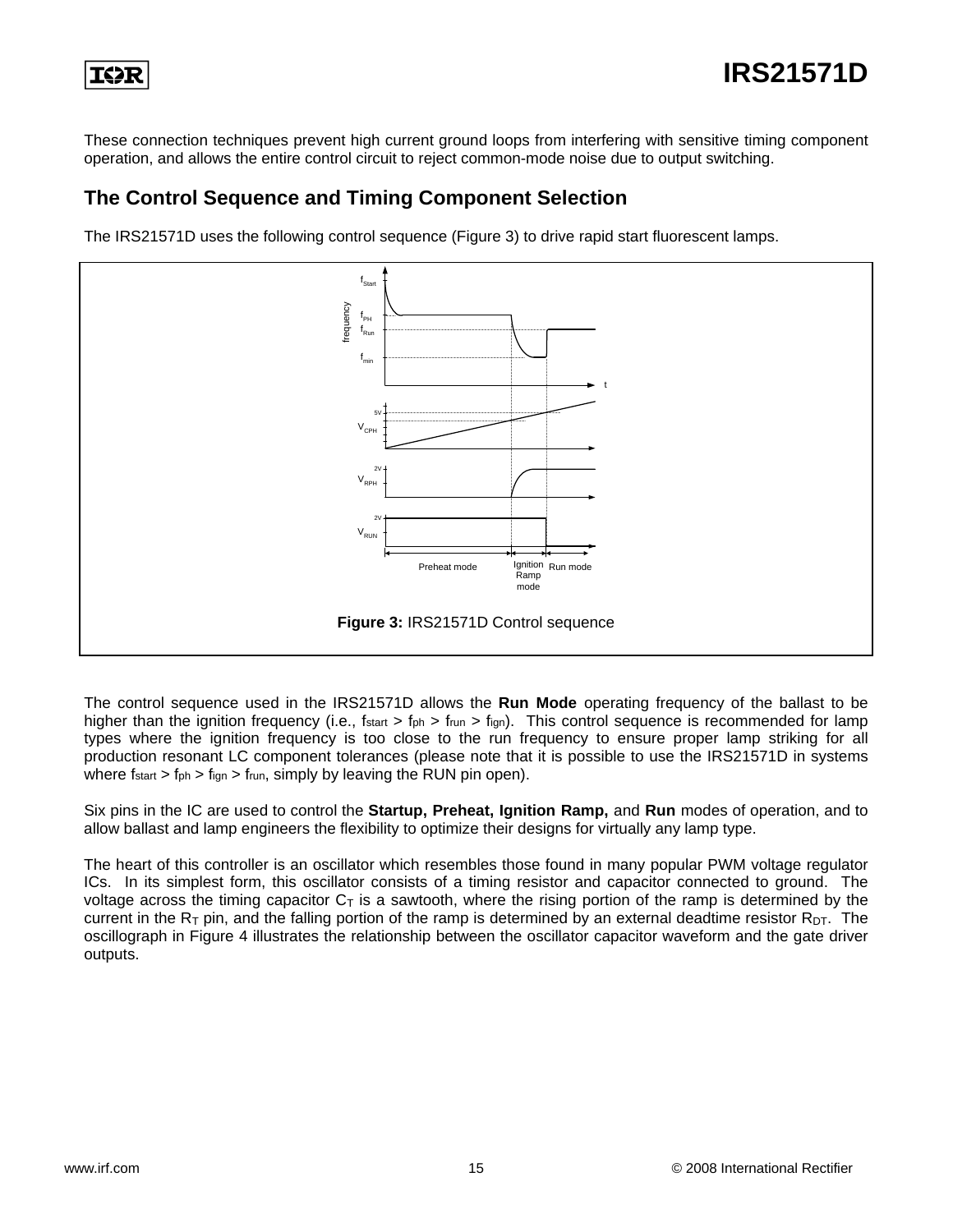These connection techniques prevent high current ground loops from interfering with sensitive timing component operation, and allows the entire control circuit to reject common-mode noise due to output switching.

## The Control Sequence and Timing Component Selection

The IRS21571D uses the following control sequence (Figure 3) to drive rapid start fluorescent lamps.

**Figure 3:** IRS21571D Control sequence

The control sequence used in the IRS21571D allows the **Run Mode** operating frequency of the ballast to be higher than the ignition frequency (i.e., $f_{start} > f_{ph} > f_{run} > f_{ign}$). This control sequence is recommended for lamp types where the ignition frequency is too close to the run frequency to ensure proper lamp striking for all production resonant LC component tolerances (please note that it is possible to use the IRS21571D in systems where $f_{start} > f_{ph} > f_{ign} > f_{run}$, simply by leaving the RUN pin open).

Six pins in the IC are used to control the **Startup, Preheat, Ignition Ramp,** and **Run** modes of operation, and to allow ballast and lamp engineers the flexibility to optimize their designs for virtually any lamp type.

The heart of this controller is an oscillator which resembles those found in many popular PWM voltage regulator ICs. In its simplest form, this oscillator consists of a timing resistor and capacitor connected to ground. The voltage across the timing capacitor $C_T$ is a sawtooth, where the rising portion of the ramp is determined by the current in the $R_T$ pin, and the falling portion of the ramp is determined by an external deadtime resistor $R_{DT}$. The oscillograph in Figure 4 illustrates the relationship between the oscillator capacitor waveform and the gate driver outputs.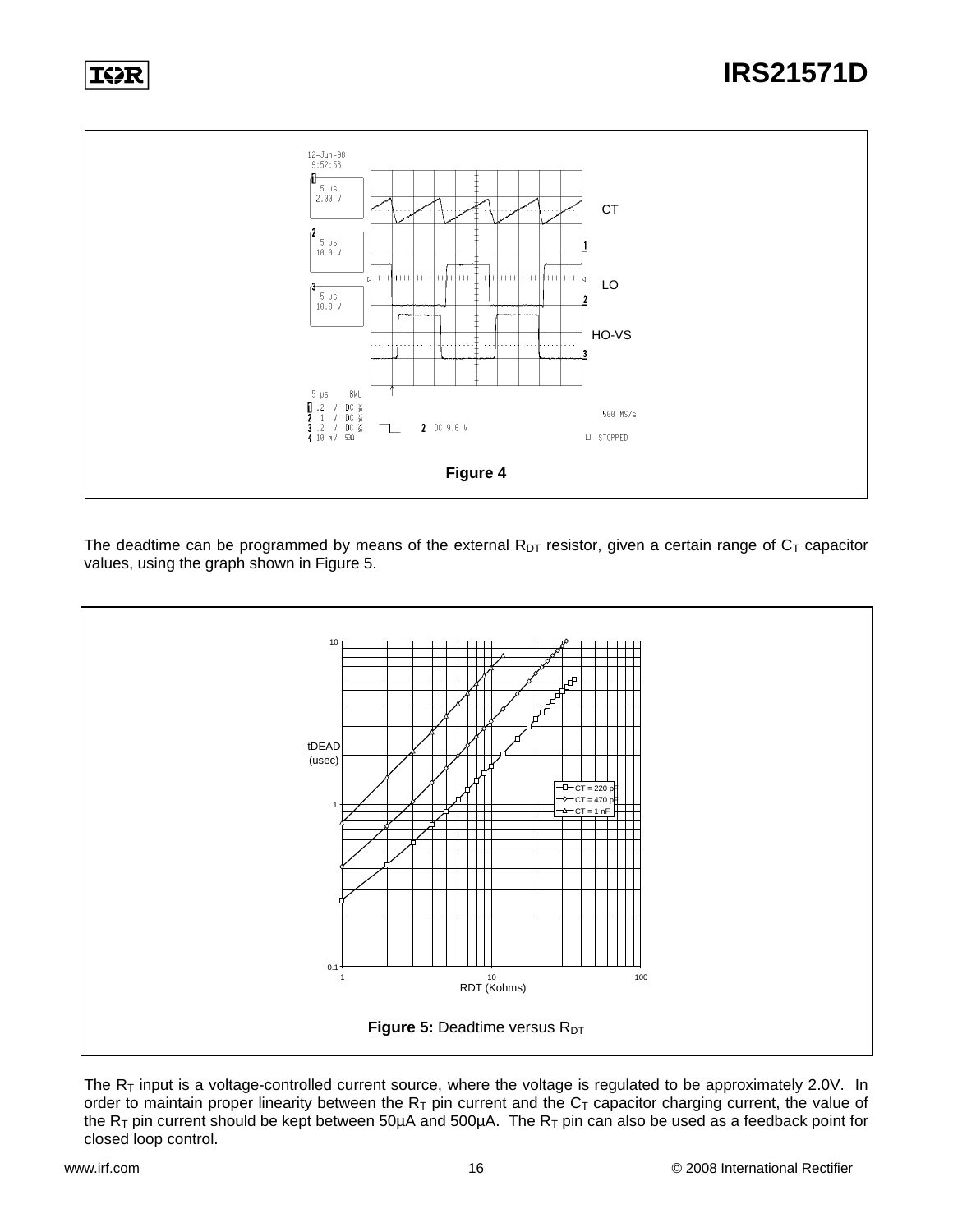Figure 4

The deadtime can be programmed by means of the external $R_{DT}$ resistor, given a certain range of $C_T$ capacitor values, using the graph shown in Figure 5.

**Figure 5:** Deadtime versus $R_{DT}$

The $R_T$ input is a voltage-controlled current source, where the voltage is regulated to be approximately 2.0V. In order to maintain proper linearity between the $R_T$ pin current and the $C_T$ capacitor charging current, the value of the $R_T$ pin current should be kept between 50µA and 500µA. The $R_T$ pin can also be used as a feedback point for closed loop control.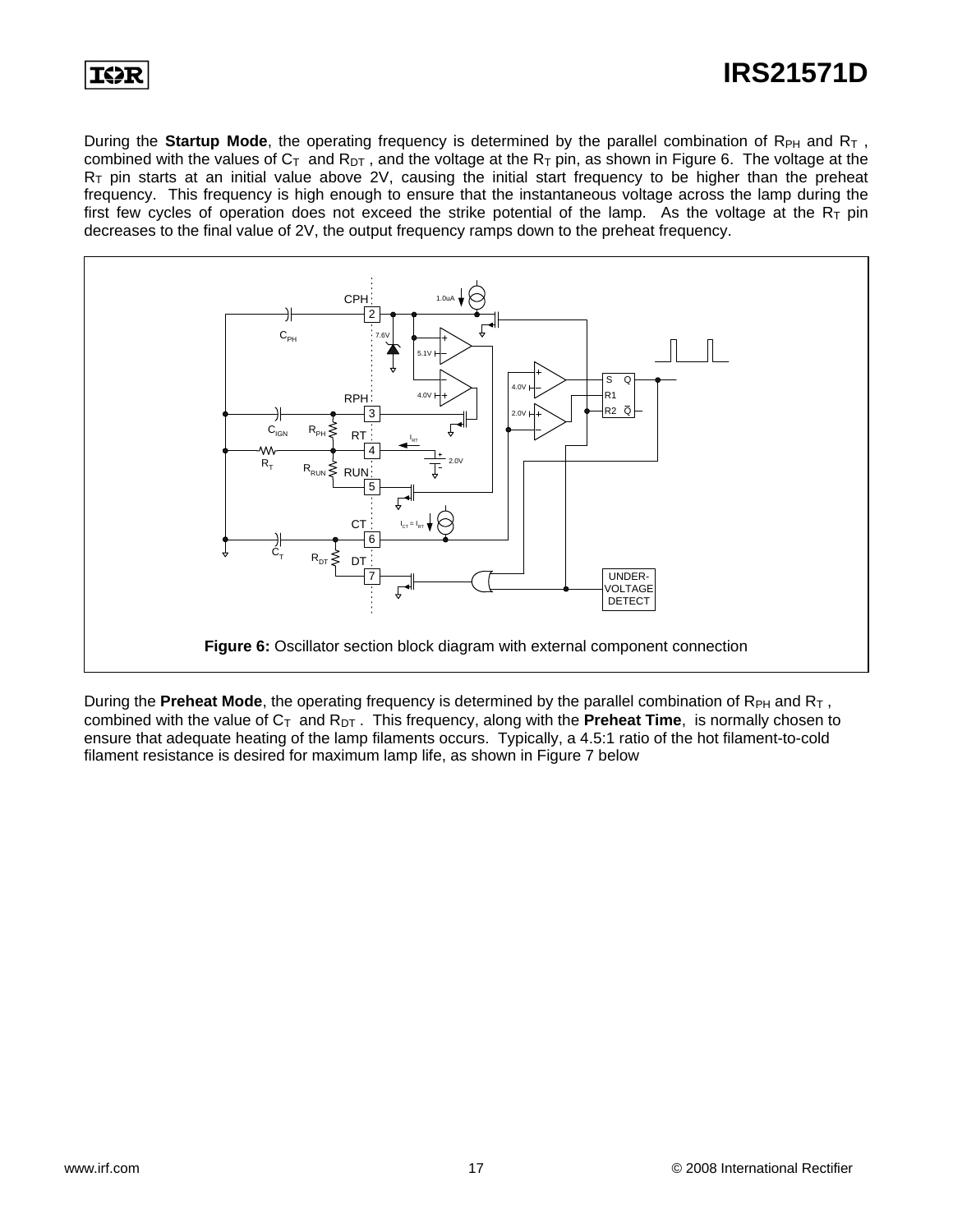During the **Startup Mode**, the operating frequency is determined by the parallel combination of $R_{PH}$ and $R_T$ , combined with the values of $C_T$ and $R_{DT}$ , and the voltage at the $R_T$ pin, as shown in Figure 6. The voltage at the $R_T$ pin starts at an initial value above 2V, causing the initial start frequency to be higher than the preheat frequency. This frequency is high enough to ensure that the instantaneous voltage across the lamp during the first few cycles of operation does not exceed the strike potential of the lamp. As the voltage at the $R_T$ pin decreases to the final value of 2V, the output frequency ramps down to the preheat frequency.

**Figure 6:** Oscillator section block diagram with external component connection

During the **Preheat Mode**, the operating frequency is determined by the parallel combination of $R_{PH}$ and $R_T$ , combined with the value of $C_T$ and $R_{DT}$ . This frequency, along with the **Preheat Time**, is normally chosen to ensure that adequate heating of the lamp filaments occurs. Typically, a 4.5:1 ratio of the hot filament-to-cold filament resistance is desired for maximum lamp life, as shown in Figure 7 below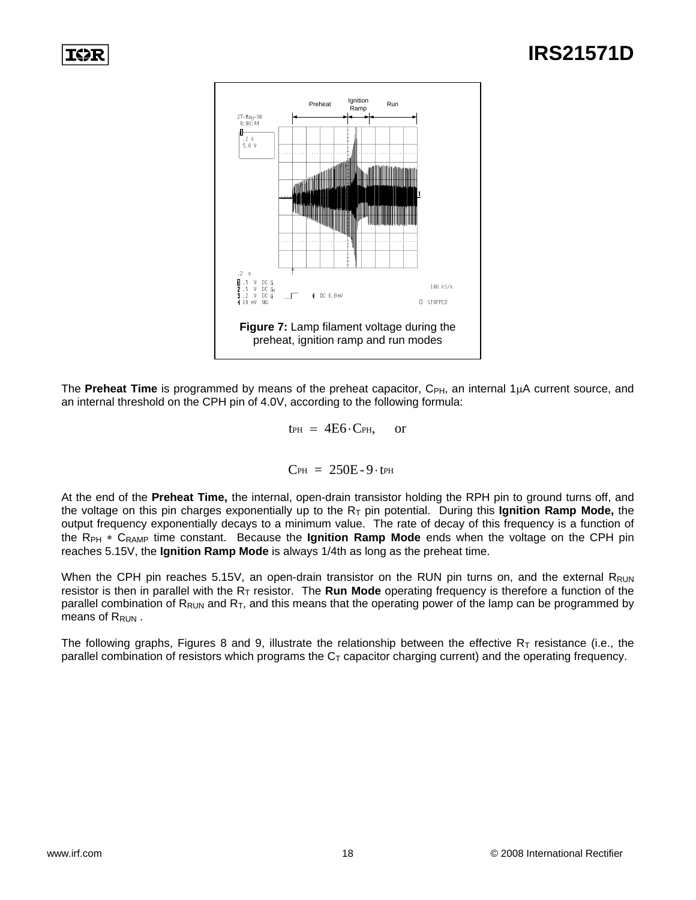**Figure 7:** Lamp filament voltage during the preheat, ignition ramp and run modes

The **Preheat Time** is programmed by means of the preheat capacitor, $C_{PH}$, an internal 1μA current source, and an internal threshold on the CPH pin of 4.0V, according to the following formula:

$$t_{PH} = 4E6 \cdot C_{PH}, \quad \text{or}$$

$$C_{PH} = 250E\text{-}9 \cdot t_{PH}$$

At the end of the **Preheat Time,** the internal, open-drain transistor holding the RPH pin to ground turns off, and the voltage on this pin charges exponentially up to the $R_T$ pin potential. During this **Ignition Ramp Mode,** the output frequency exponentially decays to a minimum value. The rate of decay of this frequency is a function of the $R_{PH} * C_{RAMP}$ time constant. Because the **Ignition Ramp Mode** ends when the voltage on the CPH pin reaches 5.15V, the **Ignition Ramp Mode** is always 1/4th as long as the preheat time.

When the CPH pin reaches 5.15V, an open-drain transistor on the RUN pin turns on, and the external $R_{RUN}$ resistor is then in parallel with the $R_T$ resistor. The **Run Mode** operating frequency is therefore a function of the parallel combination of $R_{RUN}$ and $R_T$, and this means that the operating power of the lamp can be programmed by means of $R_{RUN}$ .

The following graphs, Figures 8 and 9, illustrate the relationship between the effective $R_T$ resistance (i.e., the parallel combination of resistors which programs the $C_T$ capacitor charging current) and the operating frequency.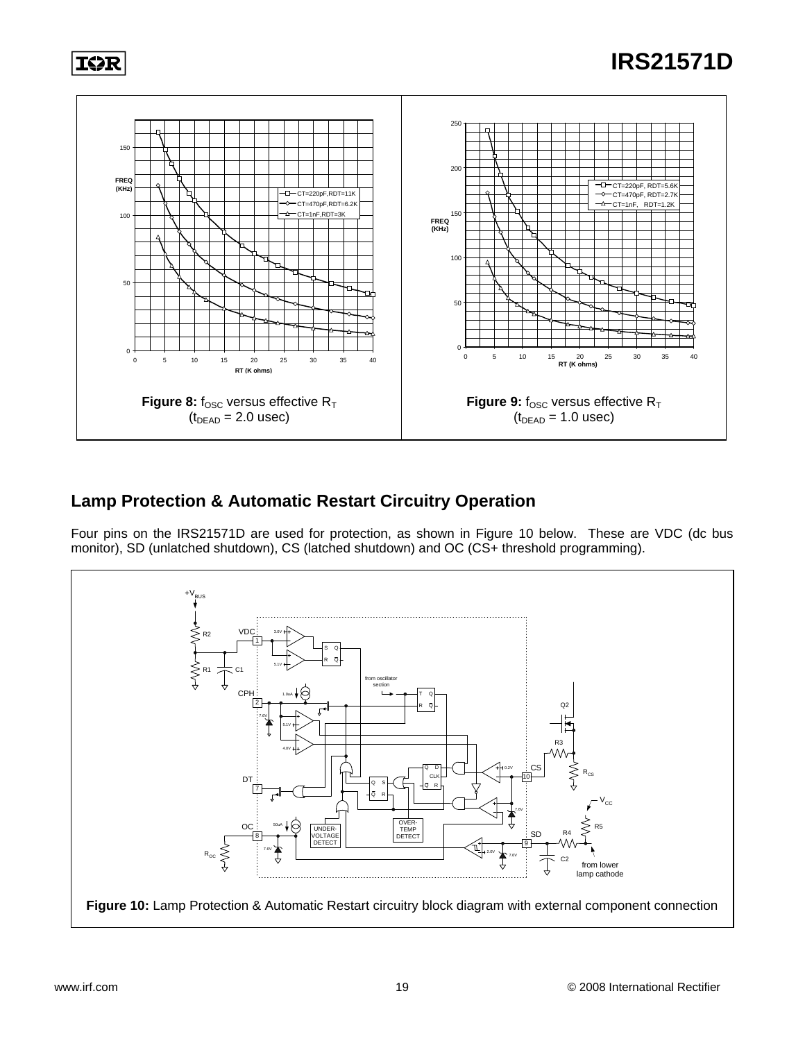**Figure 8:** $f_{OSC}$ versus effective $R_T$ ($t_{DEAD}$ = 2.0 usec)

**Figure 9:** $f_{OSC}$ versus effective $R_T$ ($t_{DEAD}$ = 1.0 usec)

## Lamp Protection & Automatic Restart Circuitry Operation

Four pins on the IRS21571D are used for protection, as shown in Figure 10 below. These are VDC (dc bus monitor), SD (unlatched shutdown), CS (latched shutdown) and OC (CS+ threshold programming).

**Figure 10:** Lamp Protection & Automatic Restart circuitry block diagram with external component connection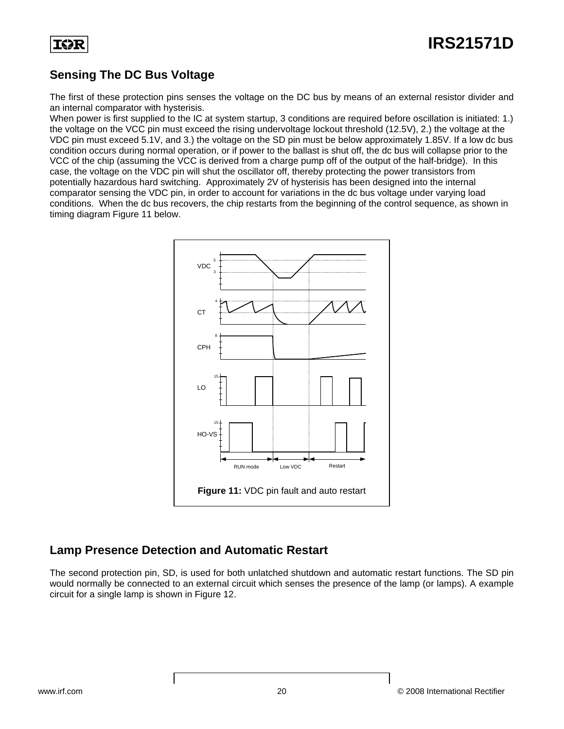## Sensing The DC Bus Voltage

The first of these protection pins senses the voltage on the DC bus by means of an external resistor divider and an internal comparator with hysterisis.

When power is first supplied to the IC at system startup, 3 conditions are required before oscillation is initiated: 1.) the voltage on the VCC pin must exceed the rising undervoltage lockout threshold (12.5V), 2.) the voltage at the VDC pin must exceed 5.1V, and 3.) the voltage on the SD pin must be below approximately 1.85V. If a low dc bus condition occurs during normal operation, or if power to the ballast is shut off, the dc bus will collapse prior to the VCC of the chip (assuming the VCC is derived from a charge pump off of the output of the half-bridge). In this case, the voltage on the VDC pin will shut the oscillator off, thereby protecting the power transistors from potentially hazardous hard switching. Approximately 2V of hysterisis has been designed into the internal comparator sensing the VDC pin, in order to account for variations in the dc bus voltage under varying load conditions. When the dc bus recovers, the chip restarts from the beginning of the control sequence, as shown in timing diagram Figure 11 below.

**Figure 11:** VDC pin fault and auto restart

## Lamp Presence Detection and Automatic Restart

The second protection pin, SD, is used for both unlatched shutdown and automatic restart functions. The SD pin would normally be connected to an external circuit which senses the presence of the lamp (or lamps). A example circuit for a single lamp is shown in Figure 12.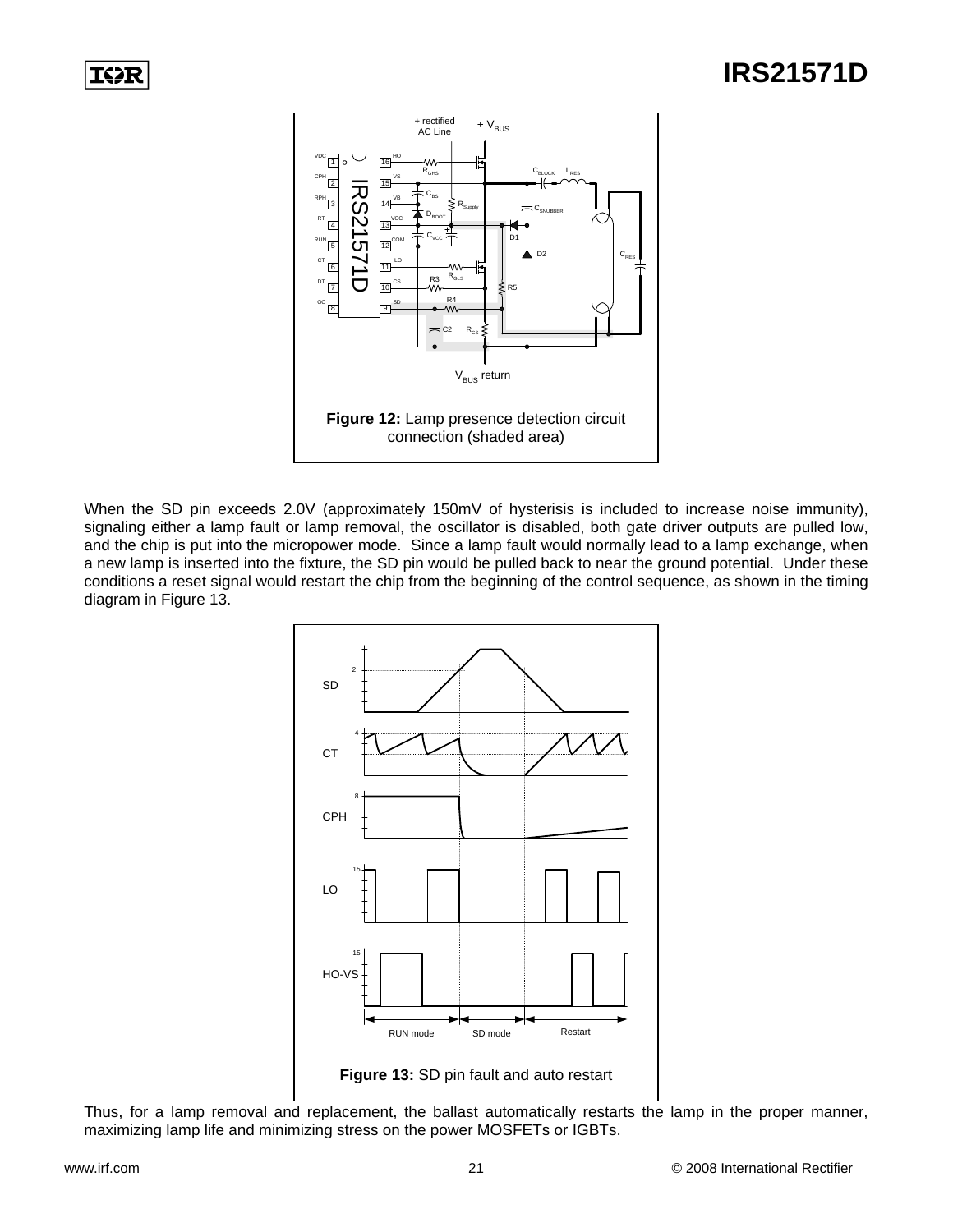**Figure 12:** Lamp presence detection circuit connection (shaded area)

When the SD pin exceeds 2.0V (approximately 150mV of hysterisis is included to increase noise immunity), signaling either a lamp fault or lamp removal, the oscillator is disabled, both gate driver outputs are pulled low, and the chip is put into the micropower mode. Since a lamp fault would normally lead to a lamp exchange, when a new lamp is inserted into the fixture, the SD pin would be pulled back to near the ground potential. Under these conditions a reset signal would restart the chip from the beginning of the control sequence, as shown in the timing diagram in Figure 13.

**Figure 13:** SD pin fault and auto restart

Thus, for a lamp removal and replacement, the ballast automatically restarts the lamp in the proper manner, maximizing lamp life and minimizing stress on the power MOSFETs or IGBTs.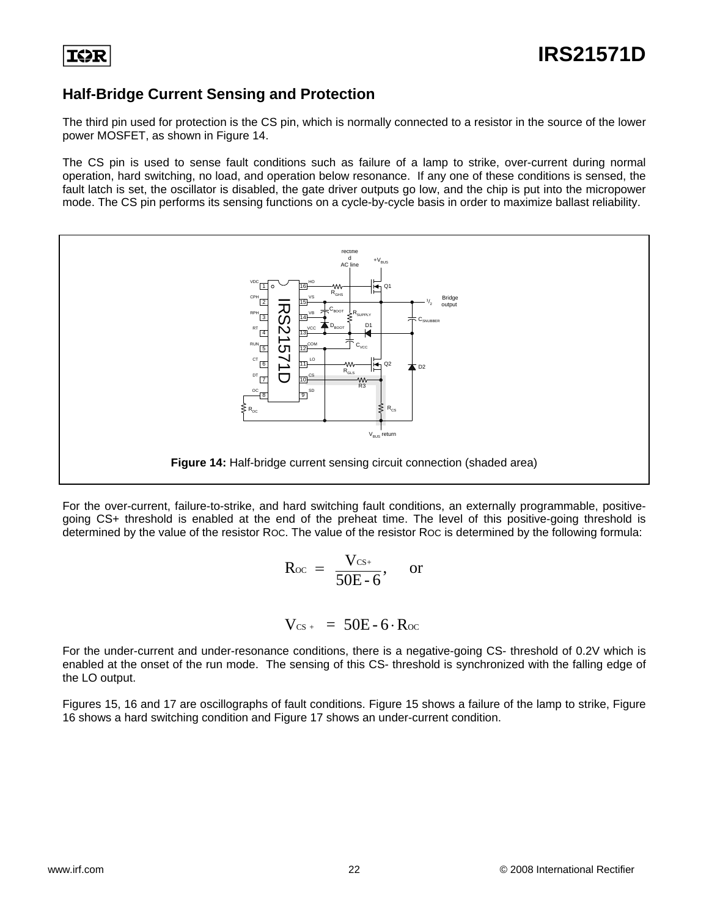## Half-Bridge Current Sensing and Protection

The third pin used for protection is the CS pin, which is normally connected to a resistor in the source of the lower power MOSFET, as shown in Figure 14.

The CS pin is used to sense fault conditions such as failure of a lamp to strike, over-current during normal operation, hard switching, no load, and operation below resonance. If any one of these conditions is sensed, the fault latch is set, the oscillator is disabled, the gate driver outputs go low, and the chip is put into the micropower mode. The CS pin performs its sensing functions on a cycle-by-cycle basis in order to maximize ballast reliability.

**Figure 14:** Half-bridge current sensing circuit connection (shaded area)

For the over-current, failure-to-strike, and hard switching fault conditions, an externally programmable, positive-going CS+ threshold is enabled at the end of the preheat time. The level of this positive-going threshold is determined by the value of the resistor $R_{OC}$. The value of the resistor $R_{OC}$ is determined by the following formula:

$$R_{OC} = \frac{V_{CS+}}{50E-6}, \quad \text{or}$$

$$V_{CS+} = 50E-6 \cdot R_{OC}$$

For the under-current and under-resonance conditions, there is a negative-going CS- threshold of 0.2V which is enabled at the onset of the run mode. The sensing of this CS- threshold is synchronized with the falling edge of the LO output.

Figures 15, 16 and 17 are oscillographs of fault conditions. Figure 15 shows a failure of the lamp to strike, Figure 16 shows a hard switching condition and Figure 17 shows an under-current condition.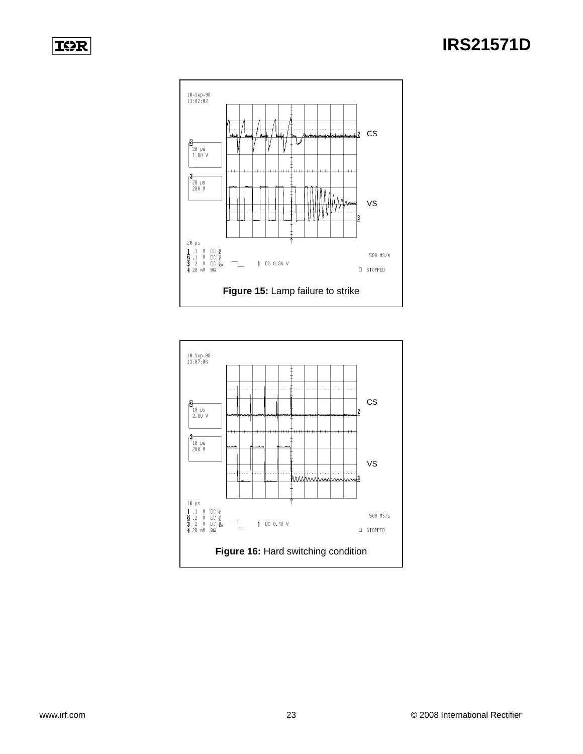**Figure 15:** Lamp failure to strike

**Figure 16:** Hard switching condition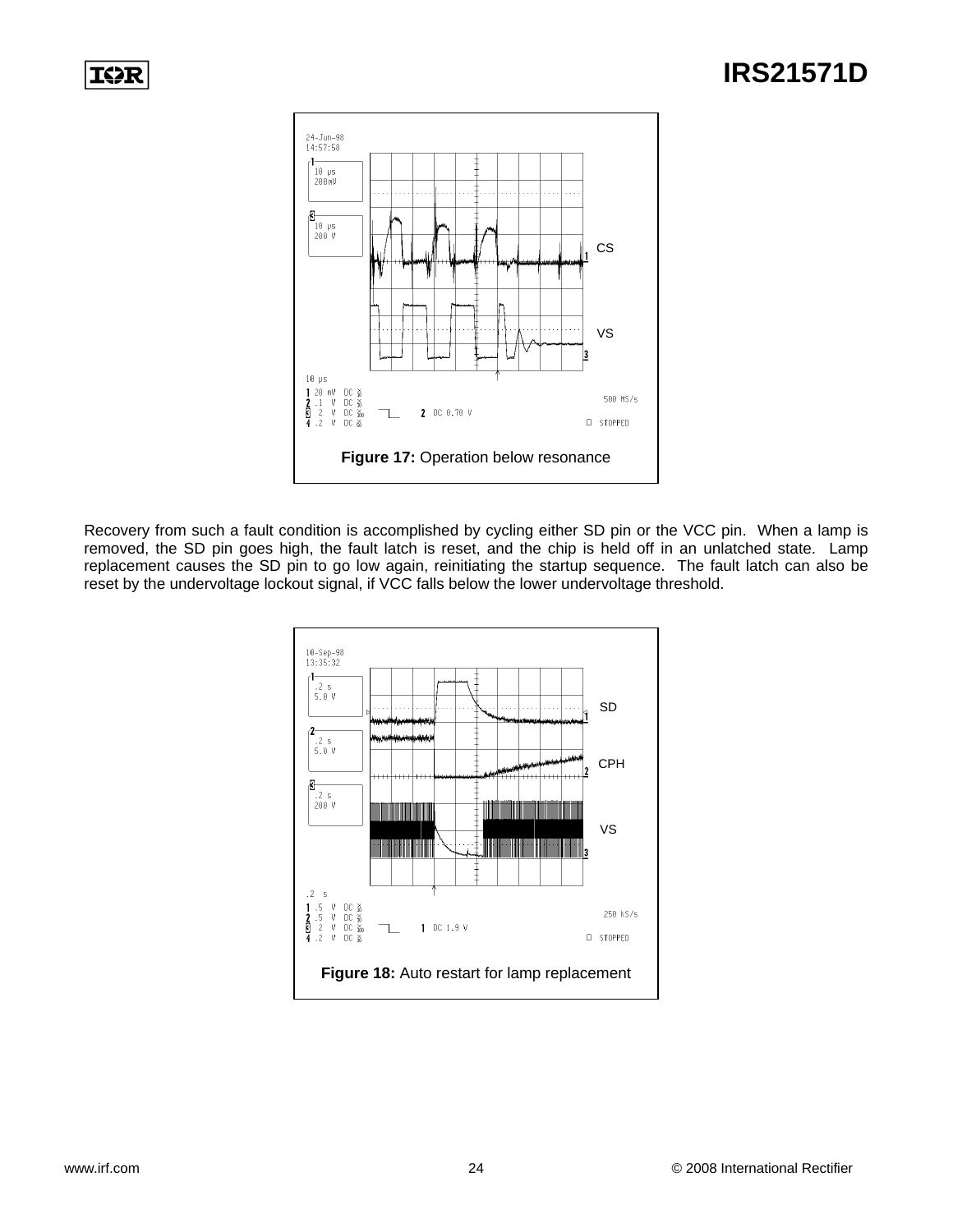**Figure 17:** Operation below resonance

Recovery from such a fault condition is accomplished by cycling either SD pin or the VCC pin. When a lamp is removed, the SD pin goes high, the fault latch is reset, and the chip is held off in an unlatched state. Lamp replacement causes the SD pin to go low again, reinitiating the startup sequence. The fault latch can also be reset by the undervoltage lockout signal, if VCC falls below the lower undervoltage threshold.

**Figure 18:** Auto restart for lamp replacement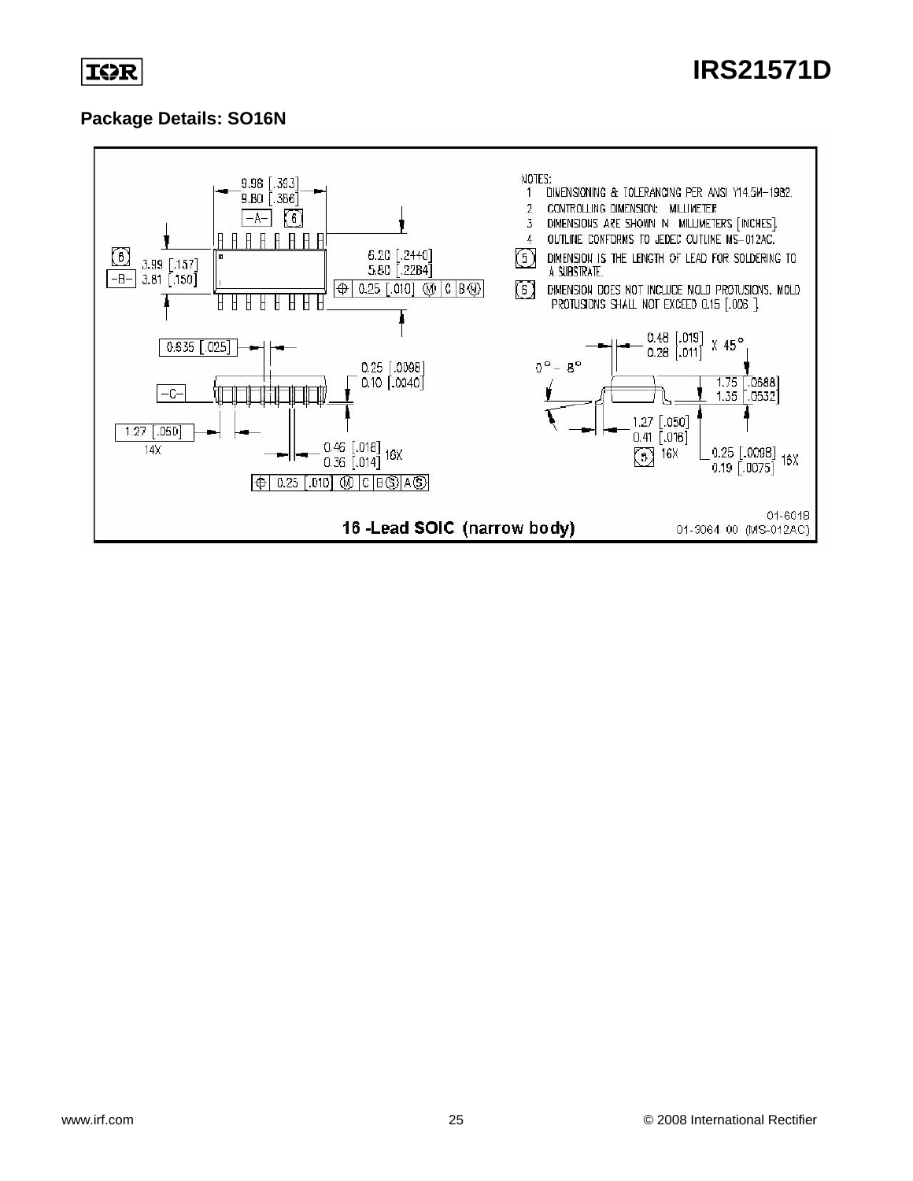## Package Details: SO16N

NOTES:

1. DIMENSIONING & TOLERANCING PER ANSI Y14.5M-1982.
2. CONTROLLING DIMENSION: MILLIMETER
3. DIMENSIONS ARE SHOWN IN MILLIMETERS [INCHES].
4. OUTLINE CONFORMS TO JEDEC OUTLINE MS-012AC.
5. DIMENSION IS THE LENGTH OF LEAD FOR SOLDERING TO A SUBSTRATE.
6. DIMENSION DOES NOT INCLUDE MOLD PROTUSIONS. MOLD PROTUSIONS SHALL NOT EXCEED 0.15 [.006].

9.98 [.393]
9.80 [.386]
-A- 6

6 -B- 3.99 [.157]
3.81 [.150]

6.20 [.2440]
5.80 [.2284]

⊕ 0.25 [.010] Ⓜ C B Ⓜ

0.635 [.025]

0.25 [.0098]
0.10 [.0040]

-C-

1.27 [.050] 14X

0.46 [.018]
0.36 [.014] 16X

⊕ 0.25 [.010] Ⓜ C B Ⓢ A Ⓢ

0.48 [.019]
0.28 [.011] X 45°

0° - 8°

1.75 [.0688]
1.35 [.0532]

1.27 [.050]
0.41 [.016]
5 16X

0.25 [.0098]
0.19 [.0075] 16X

01-6018
01-3064 00 (MS-012AC)

**16 -Lead SOIC (narrow body)**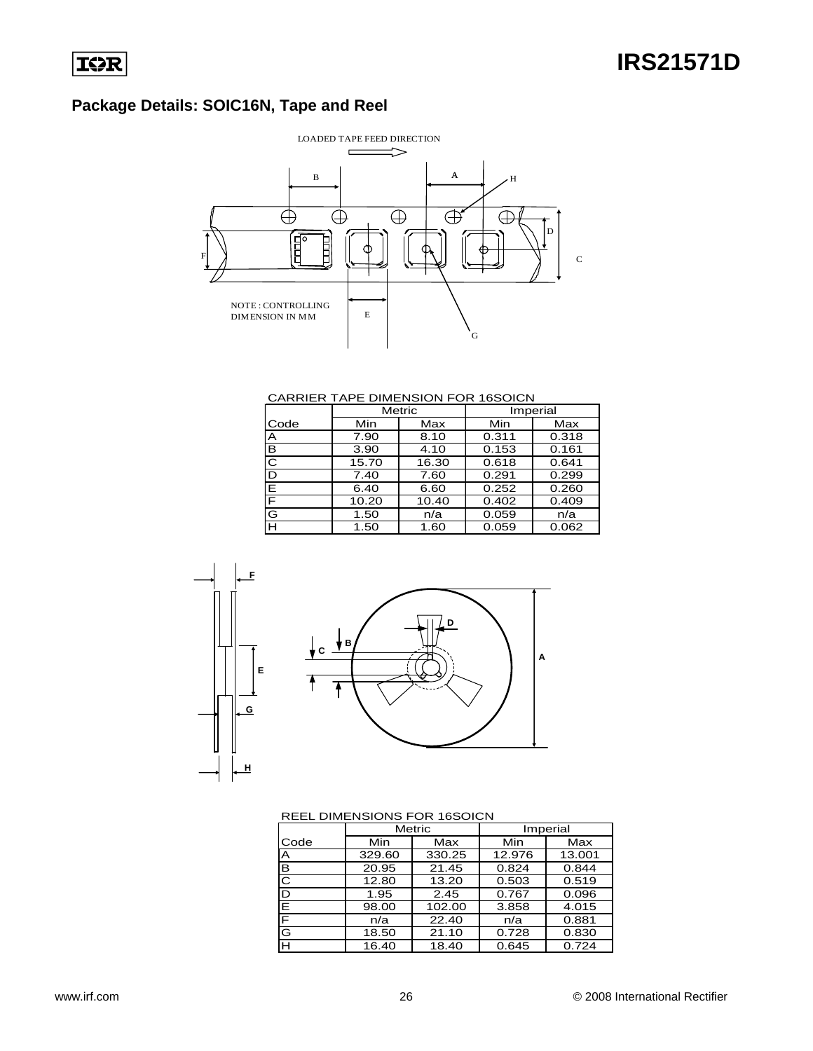## Package Details: SOIC16N, Tape and Reel

LOADED TAPE FEED DIRECTION

NOTE : CONTROLLING DIMENSION IN MM

CARRIER TAPE DIMENSION FOR 16SOICN

| Code | Metric Min | Metric Max | Imperial Min | Imperial Max |
|---|---|---|---|---|
| A | 7.90 | 8.10 | 0.311 | 0.318 |
| B | 3.90 | 4.10 | 0.153 | 0.161 |
| C | 15.70 | 16.30 | 0.618 | 0.641 |
| D | 7.40 | 7.60 | 0.291 | 0.299 |
| E | 6.40 | 6.60 | 0.252 | 0.260 |
| F | 10.20 | 10.40 | 0.402 | 0.409 |
| G | 1.50 | n/a | 0.059 | n/a |
| H | 1.50 | 1.60 | 0.059 | 0.062 |

REEL DIMENSIONS FOR 16SOICN

| Code | Metric Min | Metric Max | Imperial Min | Imperial Max |
|---|---|---|---|---|
| A | 329.60 | 330.25 | 12.976 | 13.001 |
| B | 20.95 | 21.45 | 0.824 | 0.844 |
| C | 12.80 | 13.20 | 0.503 | 0.519 |
| D | 1.95 | 2.45 | 0.767 | 0.096 |
| E | 98.00 | 102.00 | 3.858 | 4.015 |
| F | n/a | 22.40 | n/a | 0.881 |
| G | 18.50 | 21.10 | 0.728 | 0.830 |
| H | 16.40 | 18.40 | 0.645 | 0.724 |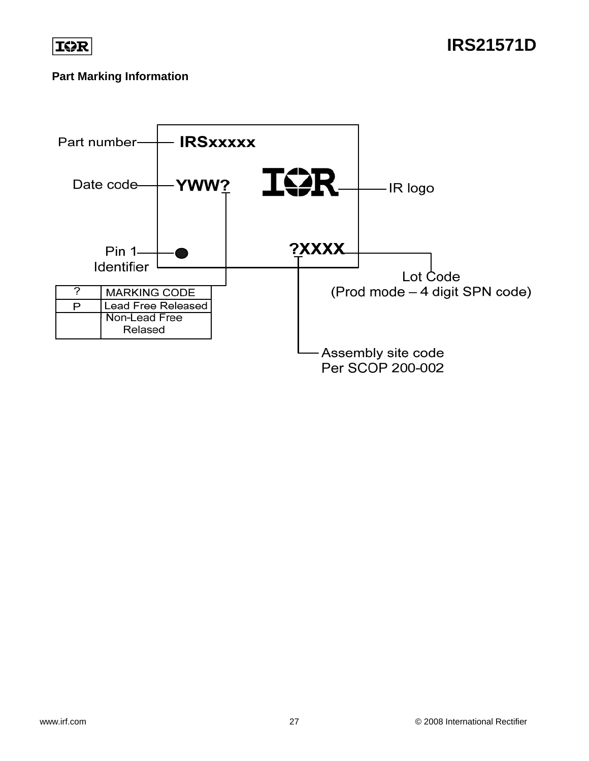## Part Marking Information

Part number — IRSxxxxx

Date code — YWW?

IR logo

Pin 1 Identifier

?XXXX

Lot Code (Prod mode – 4 digit SPN code)

Assembly site code Per SCOP 200-002

| ? | MARKING CODE |
|---|---|
| P | Lead Free Released |
| | Non-Lead Free Relased |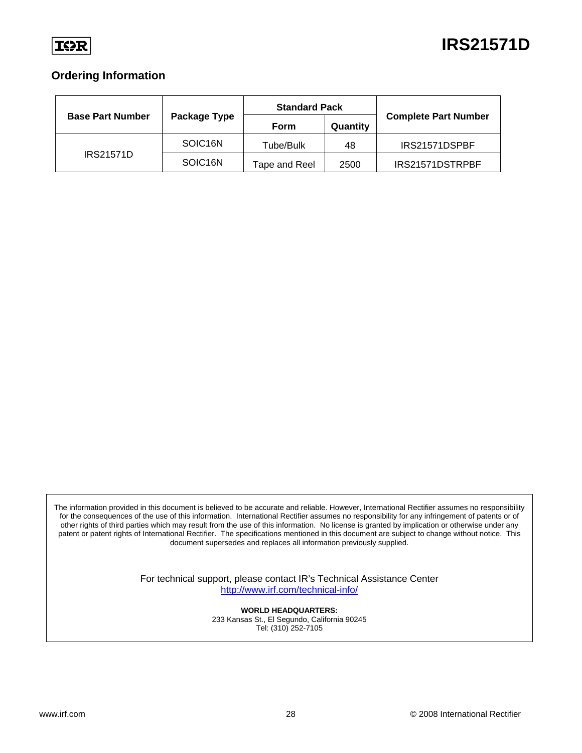## Ordering Information

| Base Part Number | Package Type | Standard Pack | | Complete Part Number |
|---|---|---|---|---|
| | | Form | Quantity | |
| IRS21571D | SOIC16N | Tube/Bulk | 48 | IRS21571DSPBF |
| | SOIC16N | Tape and Reel | 2500 | IRS21571DSTRPBF |

The information provided in this document is believed to be accurate and reliable. However, International Rectifier assumes no responsibility for the consequences of the use of this information. International Rectifier assumes no responsibility for any infringement of patents or of other rights of third parties which may result from the use of this information. No license is granted by implication or otherwise under any patent or patent rights of International Rectifier. The specifications mentioned in this document are subject to change without notice. This document supersedes and replaces all information previously supplied.

For technical support, please contact IR's Technical Assistance Center
http://www.irf.com/technical-info/

**WORLD HEADQUARTERS:**
233 Kansas St., El Segundo, California 90245
Tel: (310) 252-7105